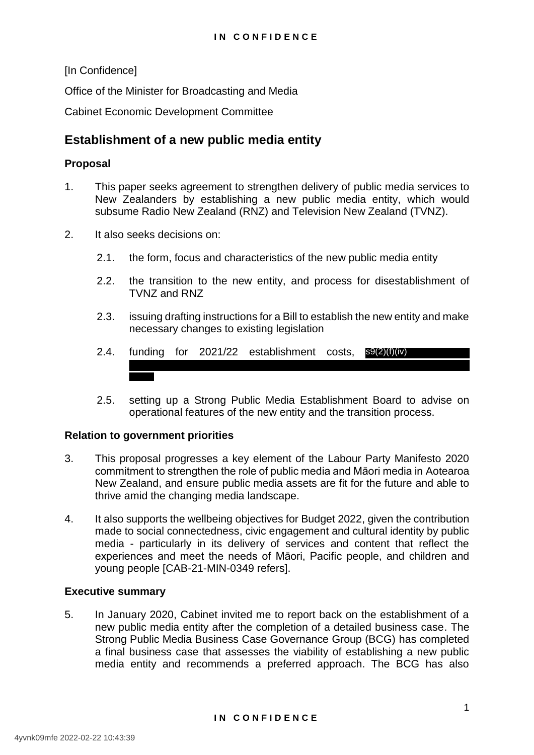[In Confidence]

Office of the Minister for Broadcasting and Media

Cabinet Economic Development Committee

## Establishment of a new public media entity

### Proposal

1. This paper seeks agreement to strengthen delivery of public media services to New Zealanders by establishing a new public media entity, which would subsume Radio New Zealand (RNZ) and Television New Zealand (TVNZ).

2. It also seeks decisions on:

   2.1. the form, focus and characteristics of the new public media entity

   2.2. the transition to the new entity, and process for disestablishment of TVNZ and RNZ

   2.3. issuing drafting instructions for a Bill to establish the new entity and make necessary changes to existing legislation

   2.4. funding for 2021/22 establishment costs, s9(2)(f)(iv)

   2.5. setting up a Strong Public Media Establishment Board to advise on operational features of the new entity and the transition process.

### Relation to government priorities

3. This proposal progresses a key element of the Labour Party Manifesto 2020 commitment to strengthen the role of public media and Māori media in Aotearoa New Zealand, and ensure public media assets are fit for the future and able to thrive amid the changing media landscape.

4. It also supports the wellbeing objectives for Budget 2022, given the contribution made to social connectedness, civic engagement and cultural identity by public media - particularly in its delivery of services and content that reflect the experiences and meet the needs of Māori, Pacific people, and children and young people [CAB-21-MIN-0349 refers].

### Executive summary

5. In January 2020, Cabinet invited me to report back on the establishment of a new public media entity after the completion of a detailed business case. The Strong Public Media Business Case Governance Group (BCG) has completed a final business case that assesses the viability of establishing a new public media entity and recommends a preferred approach. The BCG has also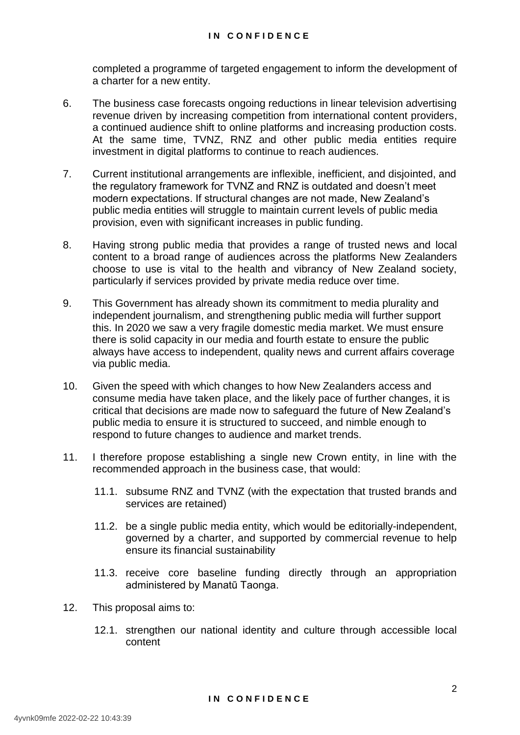completed a programme of targeted engagement to inform the development of a charter for a new entity.

6. The business case forecasts ongoing reductions in linear television advertising revenue driven by increasing competition from international content providers, a continued audience shift to online platforms and increasing production costs. At the same time, TVNZ, RNZ and other public media entities require investment in digital platforms to continue to reach audiences.

7. Current institutional arrangements are inflexible, inefficient, and disjointed, and the regulatory framework for TVNZ and RNZ is outdated and doesn't meet modern expectations. If structural changes are not made, New Zealand's public media entities will struggle to maintain current levels of public media provision, even with significant increases in public funding.

8. Having strong public media that provides a range of trusted news and local content to a broad range of audiences across the platforms New Zealanders choose to use is vital to the health and vibrancy of New Zealand society, particularly if services provided by private media reduce over time.

9. This Government has already shown its commitment to media plurality and independent journalism, and strengthening public media will further support this. In 2020 we saw a very fragile domestic media market. We must ensure there is solid capacity in our media and fourth estate to ensure the public always have access to independent, quality news and current affairs coverage via public media.

10. Given the speed with which changes to how New Zealanders access and consume media have taken place, and the likely pace of further changes, it is critical that decisions are made now to safeguard the future of New Zealand's public media to ensure it is structured to succeed, and nimble enough to respond to future changes to audience and market trends.

11. I therefore propose establishing a single new Crown entity, in line with the recommended approach in the business case, that would:

    11.1. subsume RNZ and TVNZ (with the expectation that trusted brands and services are retained)

    11.2. be a single public media entity, which would be editorially-independent, governed by a charter, and supported by commercial revenue to help ensure its financial sustainability

    11.3. receive core baseline funding directly through an appropriation administered by Manatū Taonga.

12. This proposal aims to:

    12.1. strengthen our national identity and culture through accessible local content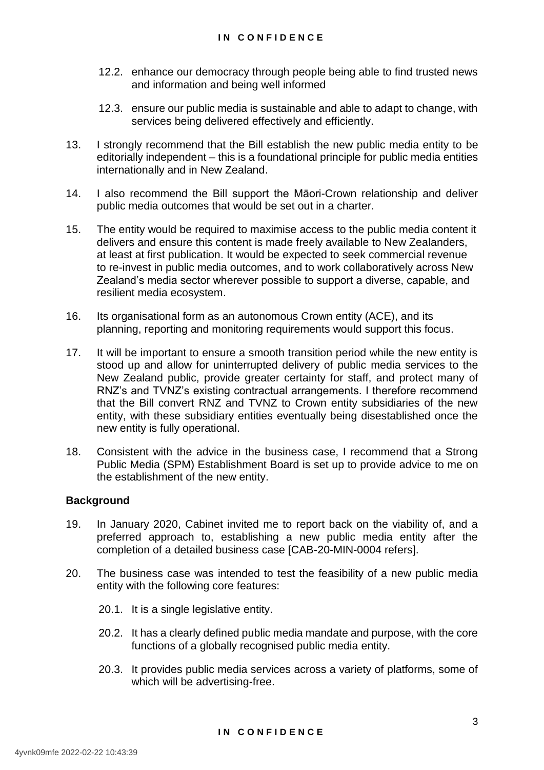12.2. enhance our democracy through people being able to find trusted news and information and being well informed

12.3. ensure our public media is sustainable and able to adapt to change, with services being delivered effectively and efficiently.

13. I strongly recommend that the Bill establish the new public media entity to be editorially independent – this is a foundational principle for public media entities internationally and in New Zealand.

14. I also recommend the Bill support the Māori-Crown relationship and deliver public media outcomes that would be set out in a charter.

15. The entity would be required to maximise access to the public media content it delivers and ensure this content is made freely available to New Zealanders, at least at first publication. It would be expected to seek commercial revenue to re-invest in public media outcomes, and to work collaboratively across New Zealand's media sector wherever possible to support a diverse, capable, and resilient media ecosystem.

16. Its organisational form as an autonomous Crown entity (ACE), and its planning, reporting and monitoring requirements would support this focus.

17. It will be important to ensure a smooth transition period while the new entity is stood up and allow for uninterrupted delivery of public media services to the New Zealand public, provide greater certainty for staff, and protect many of RNZ's and TVNZ's existing contractual arrangements. I therefore recommend that the Bill convert RNZ and TVNZ to Crown entity subsidiaries of the new entity, with these subsidiary entities eventually being disestablished once the new entity is fully operational.

18. Consistent with the advice in the business case, I recommend that a Strong Public Media (SPM) Establishment Board is set up to provide advice to me on the establishment of the new entity.

## Background

19. In January 2020, Cabinet invited me to report back on the viability of, and a preferred approach to, establishing a new public media entity after the completion of a detailed business case [CAB-20-MIN-0004 refers].

20. The business case was intended to test the feasibility of a new public media entity with the following core features:

    20.1. It is a single legislative entity.

    20.2. It has a clearly defined public media mandate and purpose, with the core functions of a globally recognised public media entity.

    20.3. It provides public media services across a variety of platforms, some of which will be advertising-free.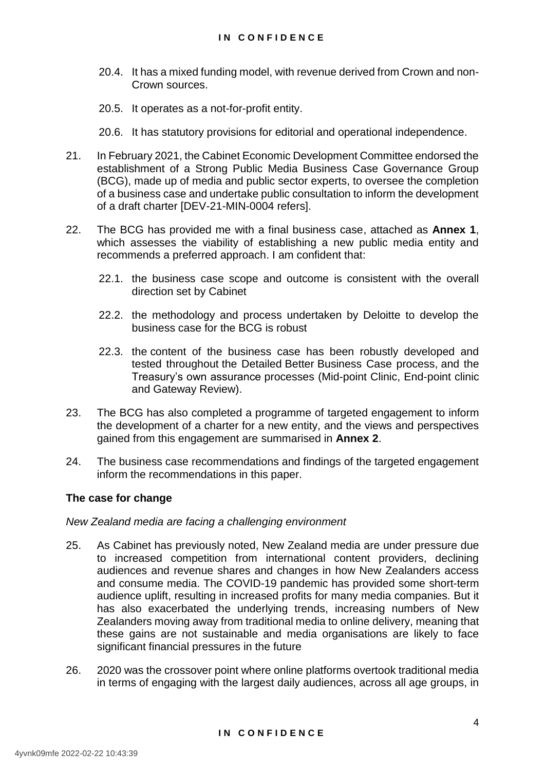20.4. It has a mixed funding model, with revenue derived from Crown and non-Crown sources.

20.5. It operates as a not-for-profit entity.

20.6. It has statutory provisions for editorial and operational independence.

21. In February 2021, the Cabinet Economic Development Committee endorsed the establishment of a Strong Public Media Business Case Governance Group (BCG), made up of media and public sector experts, to oversee the completion of a business case and undertake public consultation to inform the development of a draft charter [DEV-21-MIN-0004 refers].

22. The BCG has provided me with a final business case, attached as **Annex 1**, which assesses the viability of establishing a new public media entity and recommends a preferred approach. I am confident that:

    22.1. the business case scope and outcome is consistent with the overall direction set by Cabinet

    22.2. the methodology and process undertaken by Deloitte to develop the business case for the BCG is robust

    22.3. the content of the business case has been robustly developed and tested throughout the Detailed Better Business Case process, and the Treasury's own assurance processes (Mid-point Clinic, End-point clinic and Gateway Review).

23. The BCG has also completed a programme of targeted engagement to inform the development of a charter for a new entity, and the views and perspectives gained from this engagement are summarised in **Annex 2**.

24. The business case recommendations and findings of the targeted engagement inform the recommendations in this paper.

### The case for change

*New Zealand media are facing a challenging environment*

25. As Cabinet has previously noted, New Zealand media are under pressure due to increased competition from international content providers, declining audiences and revenue shares and changes in how New Zealanders access and consume media. The COVID-19 pandemic has provided some short-term audience uplift, resulting in increased profits for many media companies. But it has also exacerbated the underlying trends, increasing numbers of New Zealanders moving away from traditional media to online delivery, meaning that these gains are not sustainable and media organisations are likely to face significant financial pressures in the future

26. 2020 was the crossover point where online platforms overtook traditional media in terms of engaging with the largest daily audiences, across all age groups, in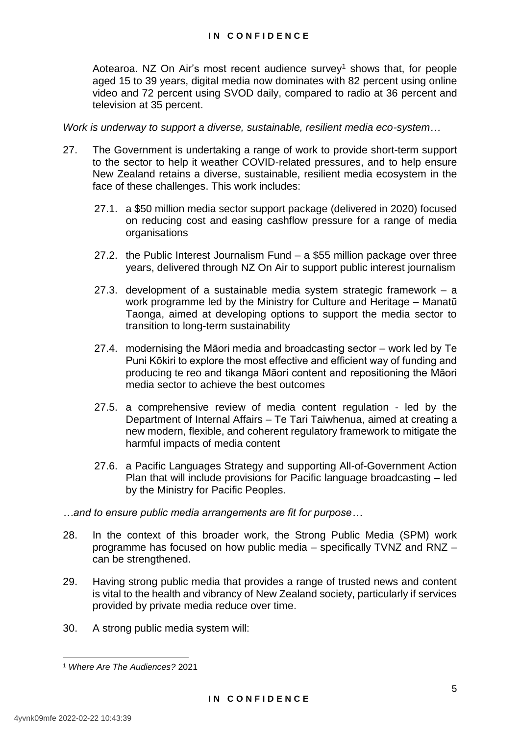Aotearoa. NZ On Air's most recent audience survey[1] shows that, for people aged 15 to 39 years, digital media now dominates with 82 percent using online video and 72 percent using SVOD daily, compared to radio at 36 percent and television at 35 percent.

*Work is underway to support a diverse, sustainable, resilient media eco-system…*

27. The Government is undertaking a range of work to provide short-term support to the sector to help it weather COVID-related pressures, and to help ensure New Zealand retains a diverse, sustainable, resilient media ecosystem in the face of these challenges. This work includes:

    27.1. a $50 million media sector support package (delivered in 2020) focused on reducing cost and easing cashflow pressure for a range of media organisations

    27.2. the Public Interest Journalism Fund – a $55 million package over three years, delivered through NZ On Air to support public interest journalism

    27.3. development of a sustainable media system strategic framework – a work programme led by the Ministry for Culture and Heritage – Manatū Taonga, aimed at developing options to support the media sector to transition to long-term sustainability

    27.4. modernising the Māori media and broadcasting sector – work led by Te Puni Kōkiri to explore the most effective and efficient way of funding and producing te reo and tikanga Māori content and repositioning the Māori media sector to achieve the best outcomes

    27.5. a comprehensive review of media content regulation - led by the Department of Internal Affairs – Te Tari Taiwhenua, aimed at creating a new modern, flexible, and coherent regulatory framework to mitigate the harmful impacts of media content

    27.6. a Pacific Languages Strategy and supporting All-of-Government Action Plan that will include provisions for Pacific language broadcasting – led by the Ministry for Pacific Peoples.

*…and to ensure public media arrangements are fit for purpose…*

28. In the context of this broader work, the Strong Public Media (SPM) work programme has focused on how public media – specifically TVNZ and RNZ – can be strengthened.

29. Having strong public media that provides a range of trusted news and content is vital to the health and vibrancy of New Zealand society, particularly if services provided by private media reduce over time.

30. A strong public media system will:

---

[1] *Where Are The Audiences?* 2021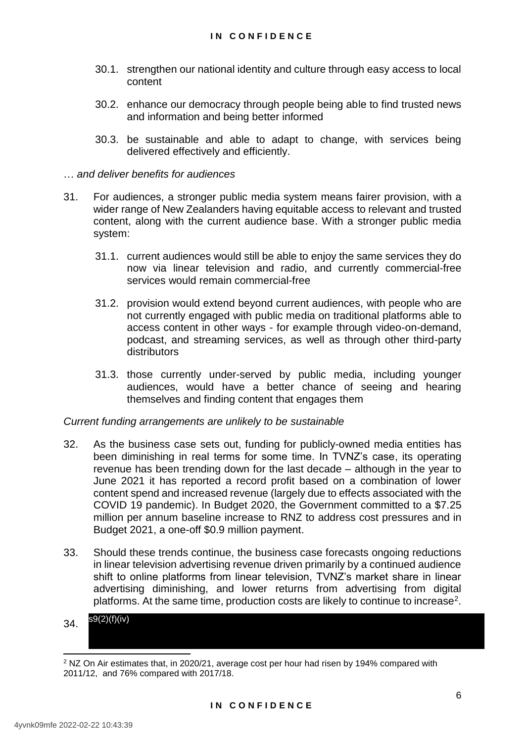30.1. strengthen our national identity and culture through easy access to local content

30.2. enhance our democracy through people being able to find trusted news and information and being better informed

30.3. be sustainable and able to adapt to change, with services being delivered effectively and efficiently.

*… and deliver benefits for audiences*

31. For audiences, a stronger public media system means fairer provision, with a wider range of New Zealanders having equitable access to relevant and trusted content, along with the current audience base. With a stronger public media system:

    31.1. current audiences would still be able to enjoy the same services they do now via linear television and radio, and currently commercial-free services would remain commercial-free

    31.2. provision would extend beyond current audiences, with people who are not currently engaged with public media on traditional platforms able to access content in other ways - for example through video-on-demand, podcast, and streaming services, as well as through other third-party distributors

    31.3. those currently under-served by public media, including younger audiences, would have a better chance of seeing and hearing themselves and finding content that engages them

*Current funding arrangements are unlikely to be sustainable*

32. As the business case sets out, funding for publicly-owned media entities has been diminishing in real terms for some time. In TVNZ's case, its operating revenue has been trending down for the last decade – although in the year to June 2021 it has reported a record profit based on a combination of lower content spend and increased revenue (largely due to effects associated with the COVID 19 pandemic). In Budget 2020, the Government committed to a $7.25 million per annum baseline increase to RNZ to address cost pressures and in Budget 2021, a one-off $0.9 million payment.

33. Should these trends continue, the business case forecasts ongoing reductions in linear television advertising revenue driven primarily by a continued audience shift to online platforms from linear television, TVNZ's market share in linear advertising diminishing, and lower returns from advertising from digital platforms. At the same time, production costs are likely to continue to increase[2].

34. s9(2)(f)(iv)

[2] NZ On Air estimates that, in 2020/21, average cost per hour had risen by 194% compared with 2011/12, and 76% compared with 2017/18.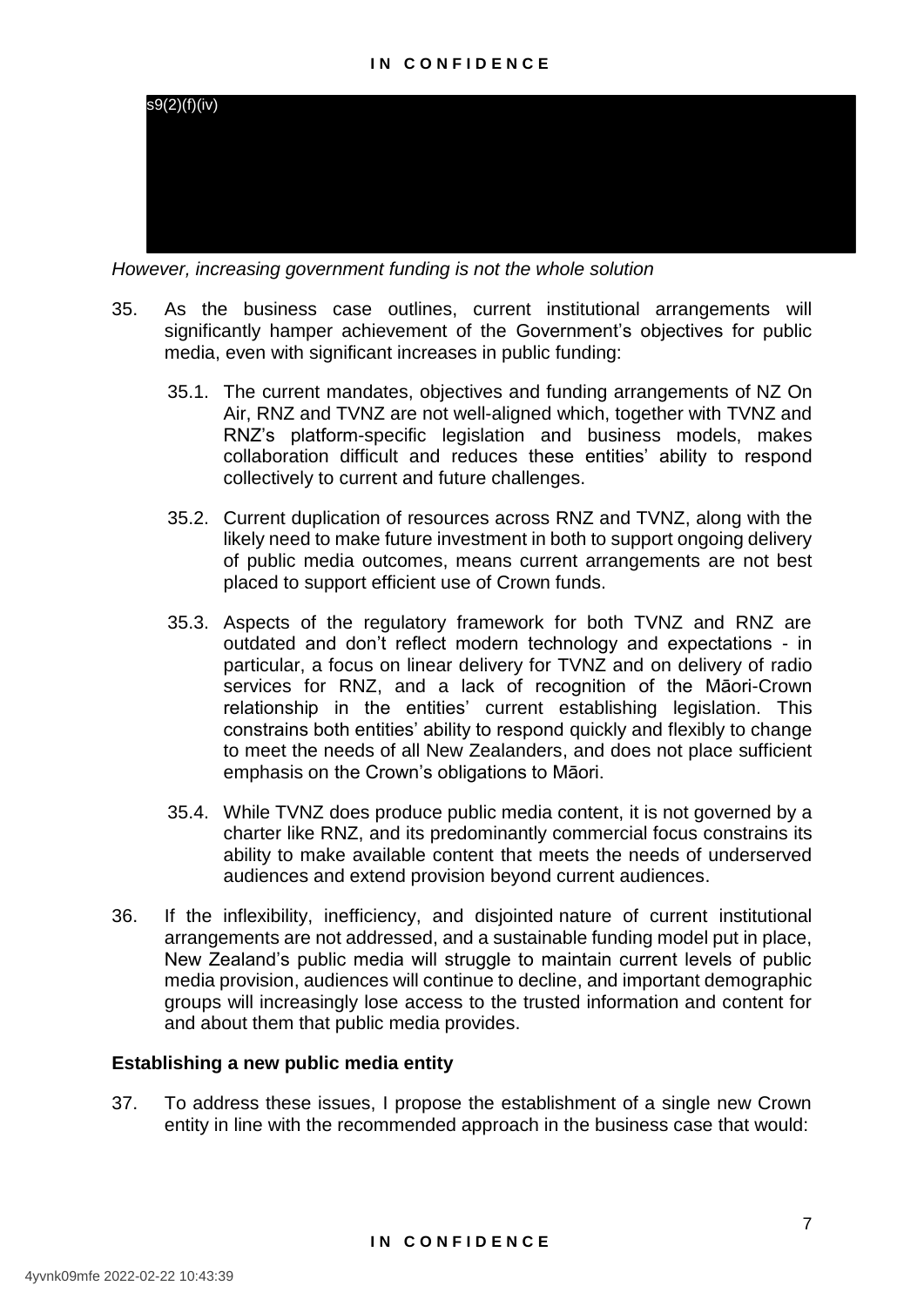s9(2)(f)(iv)

*However, increasing government funding is not the whole solution*

35. As the business case outlines, current institutional arrangements will significantly hamper achievement of the Government's objectives for public media, even with significant increases in public funding:

    35.1. The current mandates, objectives and funding arrangements of NZ On Air, RNZ and TVNZ are not well-aligned which, together with TVNZ and RNZ's platform-specific legislation and business models, makes collaboration difficult and reduces these entities' ability to respond collectively to current and future challenges.

    35.2. Current duplication of resources across RNZ and TVNZ, along with the likely need to make future investment in both to support ongoing delivery of public media outcomes, means current arrangements are not best placed to support efficient use of Crown funds.

    35.3. Aspects of the regulatory framework for both TVNZ and RNZ are outdated and don't reflect modern technology and expectations - in particular, a focus on linear delivery for TVNZ and on delivery of radio services for RNZ, and a lack of recognition of the Māori-Crown relationship in the entities' current establishing legislation. This constrains both entities' ability to respond quickly and flexibly to change to meet the needs of all New Zealanders, and does not place sufficient emphasis on the Crown's obligations to Māori.

    35.4. While TVNZ does produce public media content, it is not governed by a charter like RNZ, and its predominantly commercial focus constrains its ability to make available content that meets the needs of underserved audiences and extend provision beyond current audiences.

36. If the inflexibility, inefficiency, and disjointed nature of current institutional arrangements are not addressed, and a sustainable funding model put in place, New Zealand's public media will struggle to maintain current levels of public media provision, audiences will continue to decline, and important demographic groups will increasingly lose access to the trusted information and content for and about them that public media provides.

**Establishing a new public media entity**

37. To address these issues, I propose the establishment of a single new Crown entity in line with the recommended approach in the business case that would: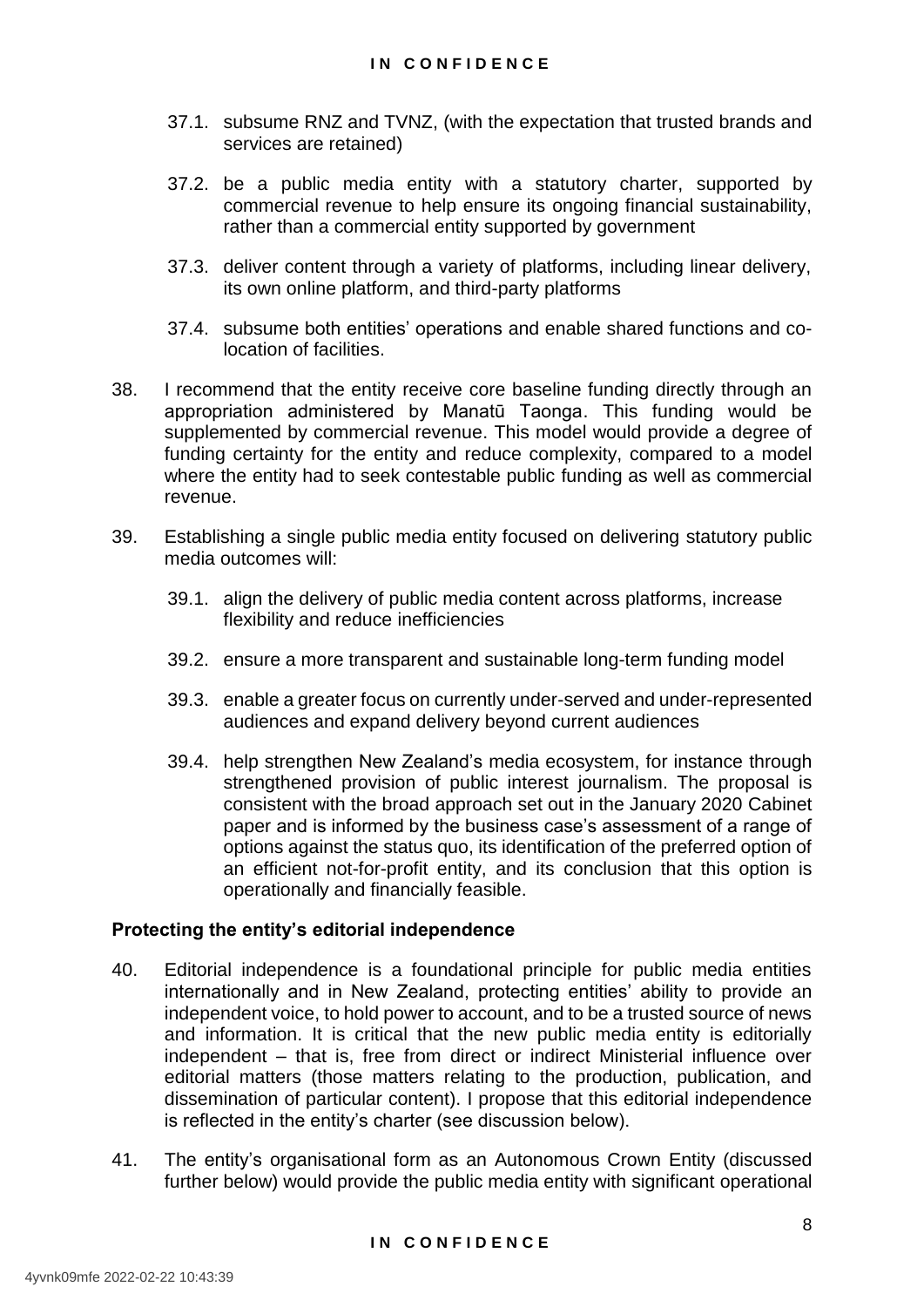37.1. subsume RNZ and TVNZ, (with the expectation that trusted brands and services are retained)

37.2. be a public media entity with a statutory charter, supported by commercial revenue to help ensure its ongoing financial sustainability, rather than a commercial entity supported by government

37.3. deliver content through a variety of platforms, including linear delivery, its own online platform, and third-party platforms

37.4. subsume both entities' operations and enable shared functions and co-location of facilities.

38. I recommend that the entity receive core baseline funding directly through an appropriation administered by Manatū Taonga. This funding would be supplemented by commercial revenue. This model would provide a degree of funding certainty for the entity and reduce complexity, compared to a model where the entity had to seek contestable public funding as well as commercial revenue.

39. Establishing a single public media entity focused on delivering statutory public media outcomes will:

39.1. align the delivery of public media content across platforms, increase flexibility and reduce inefficiencies

39.2. ensure a more transparent and sustainable long-term funding model

39.3. enable a greater focus on currently under-served and under-represented audiences and expand delivery beyond current audiences

39.4. help strengthen New Zealand's media ecosystem, for instance through strengthened provision of public interest journalism. The proposal is consistent with the broad approach set out in the January 2020 Cabinet paper and is informed by the business case's assessment of a range of options against the status quo, its identification of the preferred option of an efficient not-for-profit entity, and its conclusion that this option is operationally and financially feasible.

### Protecting the entity's editorial independence

40. Editorial independence is a foundational principle for public media entities internationally and in New Zealand, protecting entities' ability to provide an independent voice, to hold power to account, and to be a trusted source of news and information. It is critical that the new public media entity is editorially independent – that is, free from direct or indirect Ministerial influence over editorial matters (those matters relating to the production, publication, and dissemination of particular content). I propose that this editorial independence is reflected in the entity's charter (see discussion below).

41. The entity's organisational form as an Autonomous Crown Entity (discussed further below) would provide the public media entity with significant operational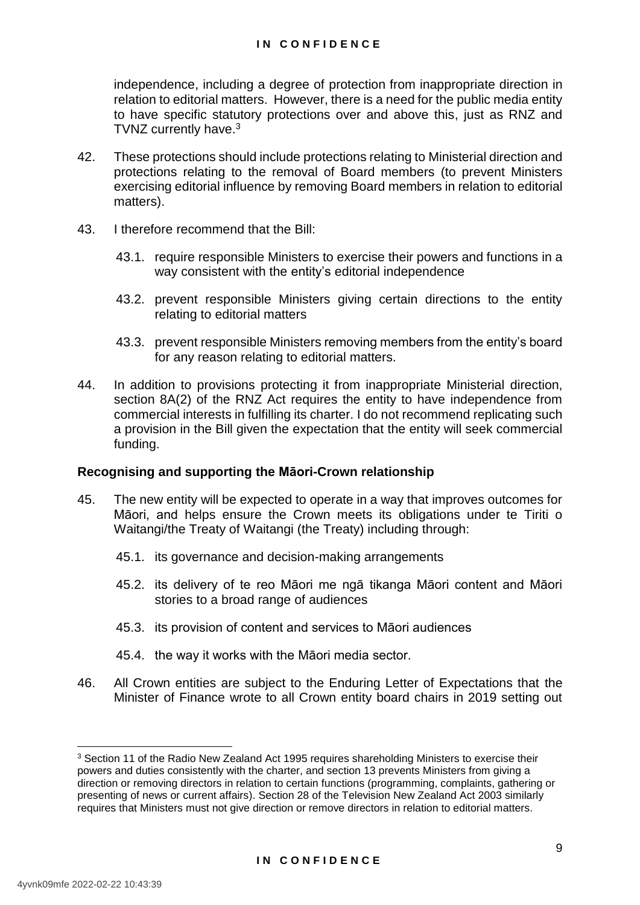independence, including a degree of protection from inappropriate direction in relation to editorial matters. However, there is a need for the public media entity to have specific statutory protections over and above this, just as RNZ and TVNZ currently have.[3]

42. These protections should include protections relating to Ministerial direction and protections relating to the removal of Board members (to prevent Ministers exercising editorial influence by removing Board members in relation to editorial matters).

43. I therefore recommend that the Bill:

    43.1. require responsible Ministers to exercise their powers and functions in a way consistent with the entity's editorial independence

    43.2. prevent responsible Ministers giving certain directions to the entity relating to editorial matters

    43.3. prevent responsible Ministers removing members from the entity's board for any reason relating to editorial matters.

44. In addition to provisions protecting it from inappropriate Ministerial direction, section 8A(2) of the RNZ Act requires the entity to have independence from commercial interests in fulfilling its charter. I do not recommend replicating such a provision in the Bill given the expectation that the entity will seek commercial funding.

**Recognising and supporting the Māori-Crown relationship**

45. The new entity will be expected to operate in a way that improves outcomes for Māori, and helps ensure the Crown meets its obligations under te Tiriti o Waitangi/the Treaty of Waitangi (the Treaty) including through:

    45.1. its governance and decision-making arrangements

    45.2. its delivery of te reo Māori me ngā tikanga Māori content and Māori stories to a broad range of audiences

    45.3. its provision of content and services to Māori audiences

    45.4. the way it works with the Māori media sector.

46. All Crown entities are subject to the Enduring Letter of Expectations that the Minister of Finance wrote to all Crown entity board chairs in 2019 setting out

---

[3] Section 11 of the Radio New Zealand Act 1995 requires shareholding Ministers to exercise their powers and duties consistently with the charter, and section 13 prevents Ministers from giving a direction or removing directors in relation to certain functions (programming, complaints, gathering or presenting of news or current affairs). Section 28 of the Television New Zealand Act 2003 similarly requires that Ministers must not give direction or remove directors in relation to editorial matters.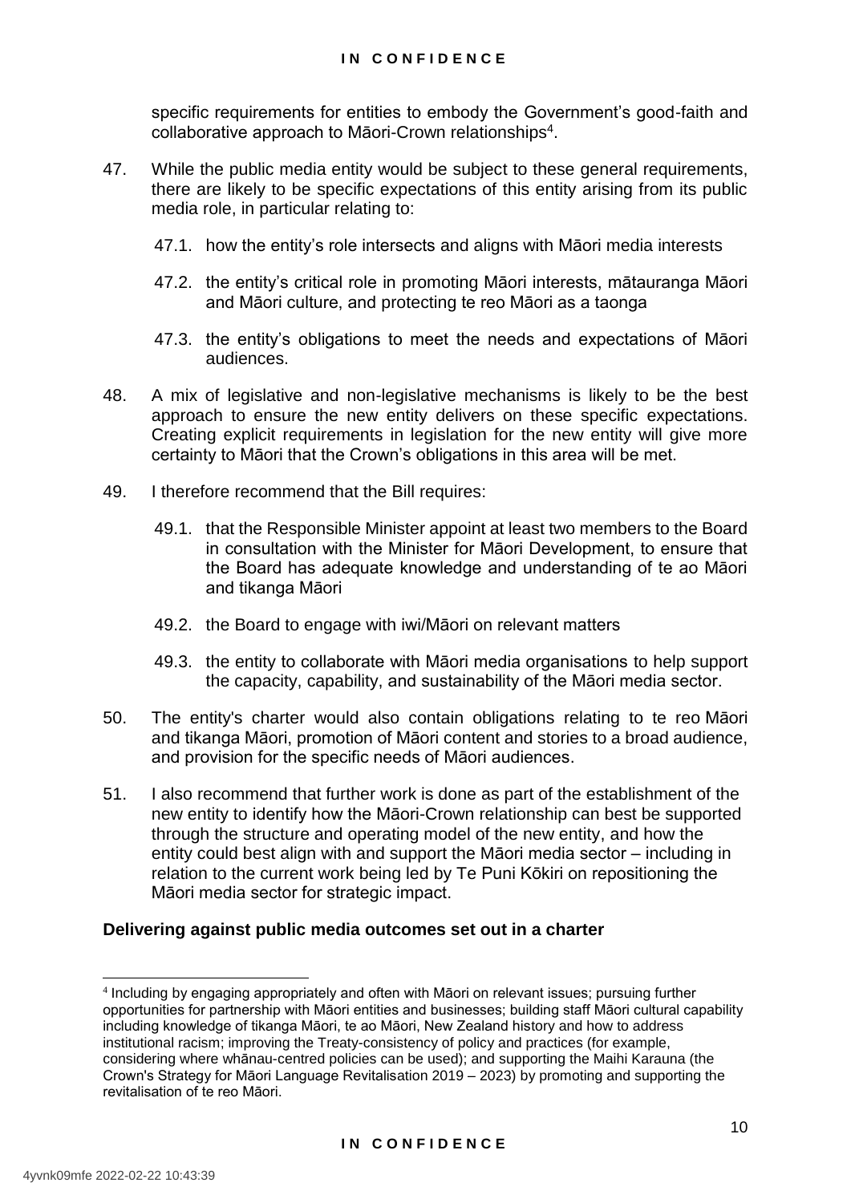specific requirements for entities to embody the Government's good-faith and collaborative approach to Māori-Crown relationships[4].

47. While the public media entity would be subject to these general requirements, there are likely to be specific expectations of this entity arising from its public media role, in particular relating to:

    47.1. how the entity's role intersects and aligns with Māori media interests

    47.2. the entity's critical role in promoting Māori interests, mātauranga Māori and Māori culture, and protecting te reo Māori as a taonga

    47.3. the entity's obligations to meet the needs and expectations of Māori audiences.

48. A mix of legislative and non-legislative mechanisms is likely to be the best approach to ensure the new entity delivers on these specific expectations. Creating explicit requirements in legislation for the new entity will give more certainty to Māori that the Crown's obligations in this area will be met.

49. I therefore recommend that the Bill requires:

    49.1. that the Responsible Minister appoint at least two members to the Board in consultation with the Minister for Māori Development, to ensure that the Board has adequate knowledge and understanding of te ao Māori and tikanga Māori

    49.2. the Board to engage with iwi/Māori on relevant matters

    49.3. the entity to collaborate with Māori media organisations to help support the capacity, capability, and sustainability of the Māori media sector.

50. The entity's charter would also contain obligations relating to te reo Māori and tikanga Māori, promotion of Māori content and stories to a broad audience, and provision for the specific needs of Māori audiences.

51. I also recommend that further work is done as part of the establishment of the new entity to identify how the Māori-Crown relationship can best be supported through the structure and operating model of the new entity, and how the entity could best align with and support the Māori media sector – including in relation to the current work being led by Te Puni Kōkiri on repositioning the Māori media sector for strategic impact.

**Delivering against public media outcomes set out in a charter**

---

[4] Including by engaging appropriately and often with Māori on relevant issues; pursuing further opportunities for partnership with Māori entities and businesses; building staff Māori cultural capability including knowledge of tikanga Māori, te ao Māori, New Zealand history and how to address institutional racism; improving the Treaty-consistency of policy and practices (for example, considering where whānau-centred policies can be used); and supporting the Maihi Karauna (the Crown's Strategy for Māori Language Revitalisation 2019 – 2023) by promoting and supporting the revitalisation of te reo Māori.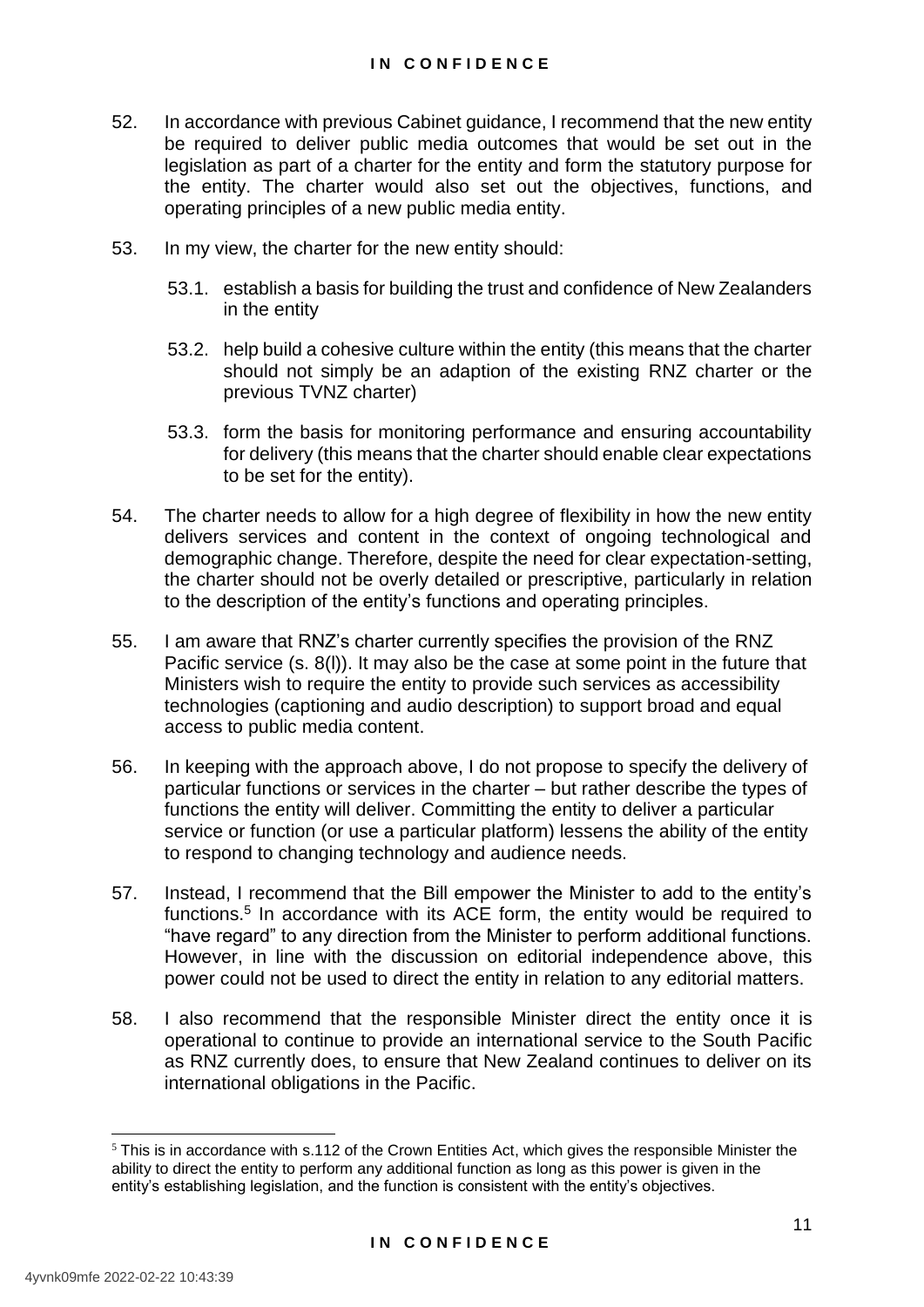52. In accordance with previous Cabinet guidance, I recommend that the new entity be required to deliver public media outcomes that would be set out in the legislation as part of a charter for the entity and form the statutory purpose for the entity. The charter would also set out the objectives, functions, and operating principles of a new public media entity.

53. In my view, the charter for the new entity should:

    53.1. establish a basis for building the trust and confidence of New Zealanders in the entity

    53.2. help build a cohesive culture within the entity (this means that the charter should not simply be an adaption of the existing RNZ charter or the previous TVNZ charter)

    53.3. form the basis for monitoring performance and ensuring accountability for delivery (this means that the charter should enable clear expectations to be set for the entity).

54. The charter needs to allow for a high degree of flexibility in how the new entity delivers services and content in the context of ongoing technological and demographic change. Therefore, despite the need for clear expectation-setting, the charter should not be overly detailed or prescriptive, particularly in relation to the description of the entity's functions and operating principles.

55. I am aware that RNZ's charter currently specifies the provision of the RNZ Pacific service (s. 8(l)). It may also be the case at some point in the future that Ministers wish to require the entity to provide such services as accessibility technologies (captioning and audio description) to support broad and equal access to public media content.

56. In keeping with the approach above, I do not propose to specify the delivery of particular functions or services in the charter – but rather describe the types of functions the entity will deliver. Committing the entity to deliver a particular service or function (or use a particular platform) lessens the ability of the entity to respond to changing technology and audience needs.

57. Instead, I recommend that the Bill empower the Minister to add to the entity's functions.[5] In accordance with its ACE form, the entity would be required to "have regard" to any direction from the Minister to perform additional functions. However, in line with the discussion on editorial independence above, this power could not be used to direct the entity in relation to any editorial matters.

58. I also recommend that the responsible Minister direct the entity once it is operational to continue to provide an international service to the South Pacific as RNZ currently does, to ensure that New Zealand continues to deliver on its international obligations in the Pacific.

---

[5] This is in accordance with s.112 of the Crown Entities Act, which gives the responsible Minister the ability to direct the entity to perform any additional function as long as this power is given in the entity's establishing legislation, and the function is consistent with the entity's objectives.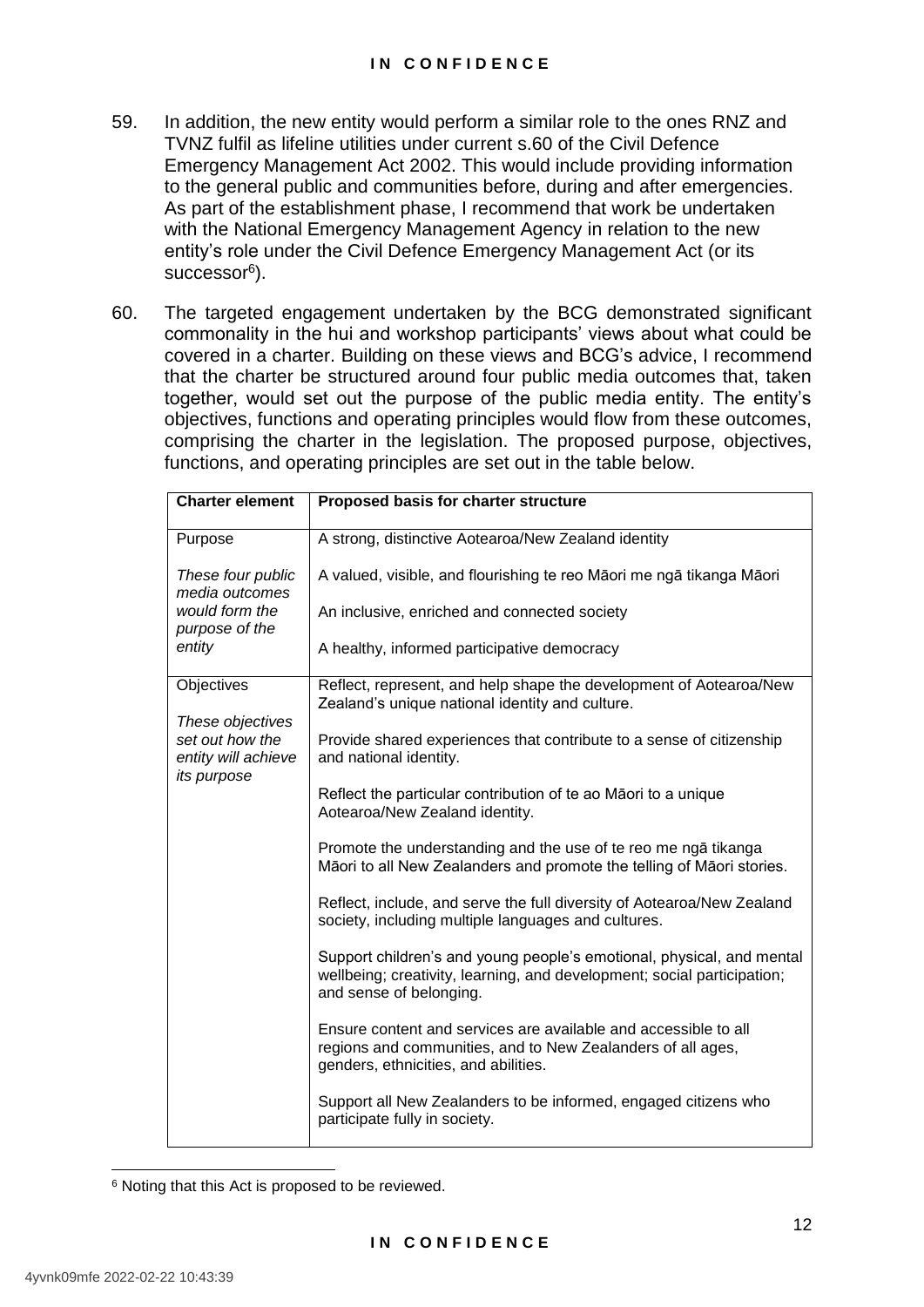59. In addition, the new entity would perform a similar role to the ones RNZ and TVNZ fulfil as lifeline utilities under current s.60 of the Civil Defence Emergency Management Act 2002. This would include providing information to the general public and communities before, during and after emergencies. As part of the establishment phase, I recommend that work be undertaken with the National Emergency Management Agency in relation to the new entity's role under the Civil Defence Emergency Management Act (or its successor[6]).

60. The targeted engagement undertaken by the BCG demonstrated significant commonality in the hui and workshop participants' views about what could be covered in a charter. Building on these views and BCG's advice, I recommend that the charter be structured around four public media outcomes that, taken together, would set out the purpose of the public media entity. The entity's objectives, functions and operating principles would flow from these outcomes, comprising the charter in the legislation. The proposed purpose, objectives, functions, and operating principles are set out in the table below.

| Charter element | Proposed basis for charter structure |
| --- | --- |
| Purpose<br><br>*These four public media outcomes would form the purpose of the entity* | A strong, distinctive Aotearoa/New Zealand identity<br><br>A valued, visible, and flourishing te reo Māori me ngā tikanga Māori<br><br>An inclusive, enriched and connected society<br><br>A healthy, informed participative democracy |
| Objectives<br><br>*These objectives set out how the entity will achieve its purpose* | Reflect, represent, and help shape the development of Aotearoa/New Zealand's unique national identity and culture.<br><br>Provide shared experiences that contribute to a sense of citizenship and national identity.<br><br>Reflect the particular contribution of te ao Māori to a unique Aotearoa/New Zealand identity.<br><br>Promote the understanding and the use of te reo me ngā tikanga Māori to all New Zealanders and promote the telling of Māori stories.<br><br>Reflect, include, and serve the full diversity of Aotearoa/New Zealand society, including multiple languages and cultures.<br><br>Support children's and young people's emotional, physical, and mental wellbeing; creativity, learning, and development; social participation; and sense of belonging.<br><br>Ensure content and services are available and accessible to all regions and communities, and to New Zealanders of all ages, genders, ethnicities, and abilities.<br><br>Support all New Zealanders to be informed, engaged citizens who participate fully in society. |

[6] Noting that this Act is proposed to be reviewed.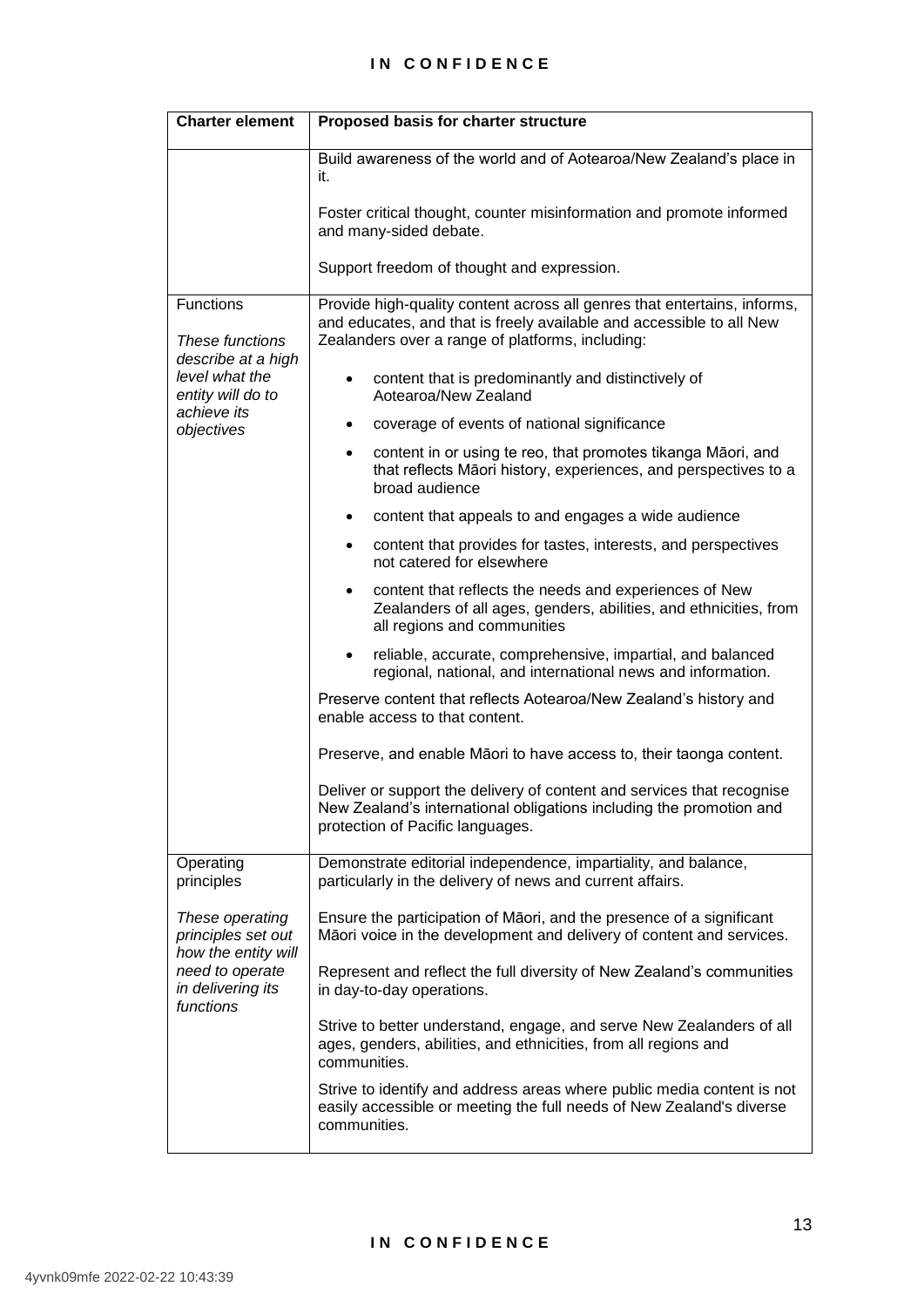| Charter element | Proposed basis for charter structure |
| --- | --- |
| | Build awareness of the world and of Aotearoa/New Zealand's place in it.<br><br>Foster critical thought, counter misinformation and promote informed and many-sided debate.<br><br>Support freedom of thought and expression. |
| Functions<br><br>*These functions describe at a high level what the entity will do to achieve its objectives* | Provide high-quality content across all genres that entertains, informs, and educates, and that is freely available and accessible to all New Zealanders over a range of platforms, including:<br>• content that is predominantly and distinctively of Aotearoa/New Zealand<br>• coverage of events of national significance<br>• content in or using te reo, that promotes tikanga Māori, and that reflects Māori history, experiences, and perspectives to a broad audience<br>• content that appeals to and engages a wide audience<br>• content that provides for tastes, interests, and perspectives not catered for elsewhere<br>• content that reflects the needs and experiences of New Zealanders of all ages, genders, abilities, and ethnicities, from all regions and communities<br>• reliable, accurate, comprehensive, impartial, and balanced regional, national, and international news and information.<br><br>Preserve content that reflects Aotearoa/New Zealand's history and enable access to that content.<br><br>Preserve, and enable Māori to have access to, their taonga content.<br><br>Deliver or support the delivery of content and services that recognise New Zealand's international obligations including the promotion and protection of Pacific languages. |
| Operating principles<br><br>*These operating principles set out how the entity will need to operate in delivering its functions* | Demonstrate editorial independence, impartiality, and balance, particularly in the delivery of news and current affairs.<br><br>Ensure the participation of Māori, and the presence of a significant Māori voice in the development and delivery of content and services.<br><br>Represent and reflect the full diversity of New Zealand's communities in day-to-day operations.<br><br>Strive to better understand, engage, and serve New Zealanders of all ages, genders, abilities, and ethnicities, from all regions and communities.<br><br>Strive to identify and address areas where public media content is not easily accessible or meeting the full needs of New Zealand's diverse communities. |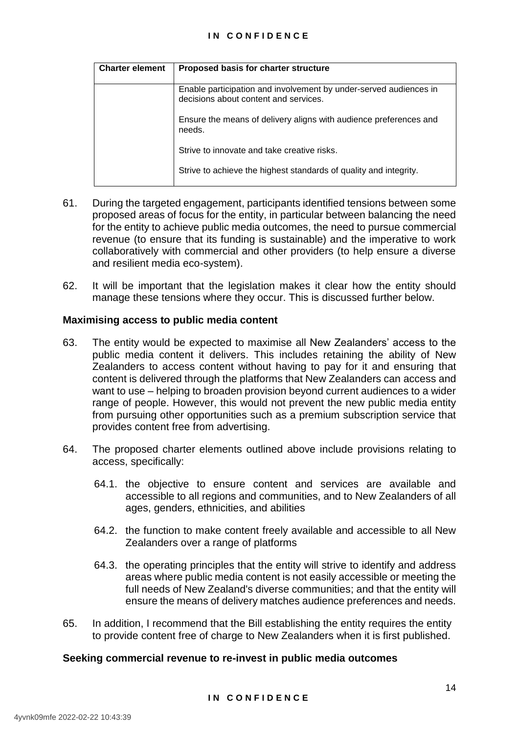| Charter element | Proposed basis for charter structure |
| --- | --- |
| | Enable participation and involvement by under-served audiences in decisions about content and services.<br><br>Ensure the means of delivery aligns with audience preferences and needs.<br><br>Strive to innovate and take creative risks.<br><br>Strive to achieve the highest standards of quality and integrity. |

61. During the targeted engagement, participants identified tensions between some proposed areas of focus for the entity, in particular between balancing the need for the entity to achieve public media outcomes, the need to pursue commercial revenue (to ensure that its funding is sustainable) and the imperative to work collaboratively with commercial and other providers (to help ensure a diverse and resilient media eco-system).

62. It will be important that the legislation makes it clear how the entity should manage these tensions where they occur. This is discussed further below.

**Maximising access to public media content**

63. The entity would be expected to maximise all New Zealanders' access to the public media content it delivers. This includes retaining the ability of New Zealanders to access content without having to pay for it and ensuring that content is delivered through the platforms that New Zealanders can access and want to use – helping to broaden provision beyond current audiences to a wider range of people. However, this would not prevent the new public media entity from pursuing other opportunities such as a premium subscription service that provides content free from advertising.

64. The proposed charter elements outlined above include provisions relating to access, specifically:

    64.1. the objective to ensure content and services are available and accessible to all regions and communities, and to New Zealanders of all ages, genders, ethnicities, and abilities

    64.2. the function to make content freely available and accessible to all New Zealanders over a range of platforms

    64.3. the operating principles that the entity will strive to identify and address areas where public media content is not easily accessible or meeting the full needs of New Zealand's diverse communities; and that the entity will ensure the means of delivery matches audience preferences and needs.

65. In addition, I recommend that the Bill establishing the entity requires the entity to provide content free of charge to New Zealanders when it is first published.

**Seeking commercial revenue to re-invest in public media outcomes**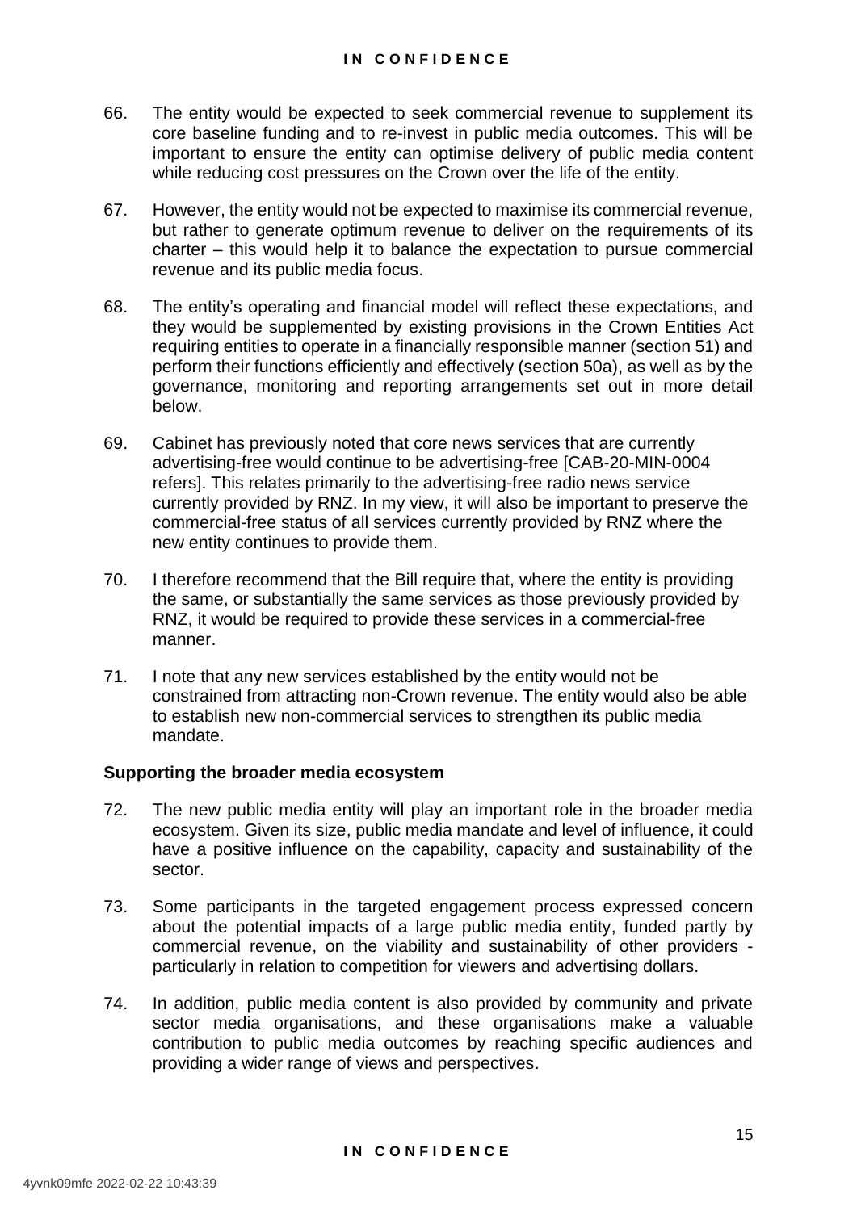66. The entity would be expected to seek commercial revenue to supplement its core baseline funding and to re-invest in public media outcomes. This will be important to ensure the entity can optimise delivery of public media content while reducing cost pressures on the Crown over the life of the entity.

67. However, the entity would not be expected to maximise its commercial revenue, but rather to generate optimum revenue to deliver on the requirements of its charter – this would help it to balance the expectation to pursue commercial revenue and its public media focus.

68. The entity's operating and financial model will reflect these expectations, and they would be supplemented by existing provisions in the Crown Entities Act requiring entities to operate in a financially responsible manner (section 51) and perform their functions efficiently and effectively (section 50a), as well as by the governance, monitoring and reporting arrangements set out in more detail below.

69. Cabinet has previously noted that core news services that are currently advertising-free would continue to be advertising-free [CAB-20-MIN-0004 refers]. This relates primarily to the advertising-free radio news service currently provided by RNZ. In my view, it will also be important to preserve the commercial-free status of all services currently provided by RNZ where the new entity continues to provide them.

70. I therefore recommend that the Bill require that, where the entity is providing the same, or substantially the same services as those previously provided by RNZ, it would be required to provide these services in a commercial-free manner.

71. I note that any new services established by the entity would not be constrained from attracting non-Crown revenue. The entity would also be able to establish new non-commercial services to strengthen its public media mandate.

**Supporting the broader media ecosystem**

72. The new public media entity will play an important role in the broader media ecosystem. Given its size, public media mandate and level of influence, it could have a positive influence on the capability, capacity and sustainability of the sector.

73. Some participants in the targeted engagement process expressed concern about the potential impacts of a large public media entity, funded partly by commercial revenue, on the viability and sustainability of other providers - particularly in relation to competition for viewers and advertising dollars.

74. In addition, public media content is also provided by community and private sector media organisations, and these organisations make a valuable contribution to public media outcomes by reaching specific audiences and providing a wider range of views and perspectives.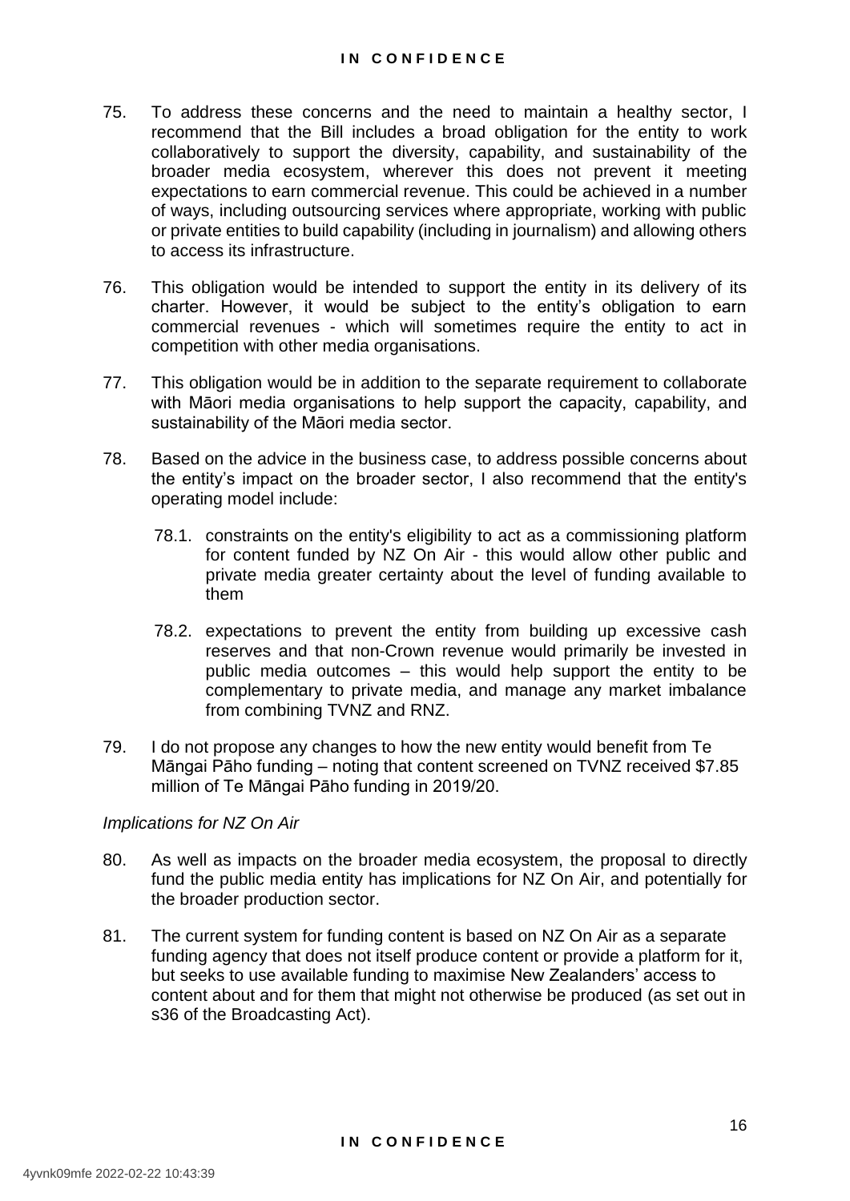75. To address these concerns and the need to maintain a healthy sector, I recommend that the Bill includes a broad obligation for the entity to work collaboratively to support the diversity, capability, and sustainability of the broader media ecosystem, wherever this does not prevent it meeting expectations to earn commercial revenue. This could be achieved in a number of ways, including outsourcing services where appropriate, working with public or private entities to build capability (including in journalism) and allowing others to access its infrastructure.

76. This obligation would be intended to support the entity in its delivery of its charter. However, it would be subject to the entity's obligation to earn commercial revenues - which will sometimes require the entity to act in competition with other media organisations.

77. This obligation would be in addition to the separate requirement to collaborate with Māori media organisations to help support the capacity, capability, and sustainability of the Māori media sector.

78. Based on the advice in the business case, to address possible concerns about the entity's impact on the broader sector, I also recommend that the entity's operating model include:

    78.1. constraints on the entity's eligibility to act as a commissioning platform for content funded by NZ On Air - this would allow other public and private media greater certainty about the level of funding available to them

    78.2. expectations to prevent the entity from building up excessive cash reserves and that non-Crown revenue would primarily be invested in public media outcomes – this would help support the entity to be complementary to private media, and manage any market imbalance from combining TVNZ and RNZ.

79. I do not propose any changes to how the new entity would benefit from Te Māngai Pāho funding – noting that content screened on TVNZ received $7.85 million of Te Māngai Pāho funding in 2019/20.

*Implications for NZ On Air*

80. As well as impacts on the broader media ecosystem, the proposal to directly fund the public media entity has implications for NZ On Air, and potentially for the broader production sector.

81. The current system for funding content is based on NZ On Air as a separate funding agency that does not itself produce content or provide a platform for it, but seeks to use available funding to maximise New Zealanders' access to content about and for them that might not otherwise be produced (as set out in s36 of the Broadcasting Act).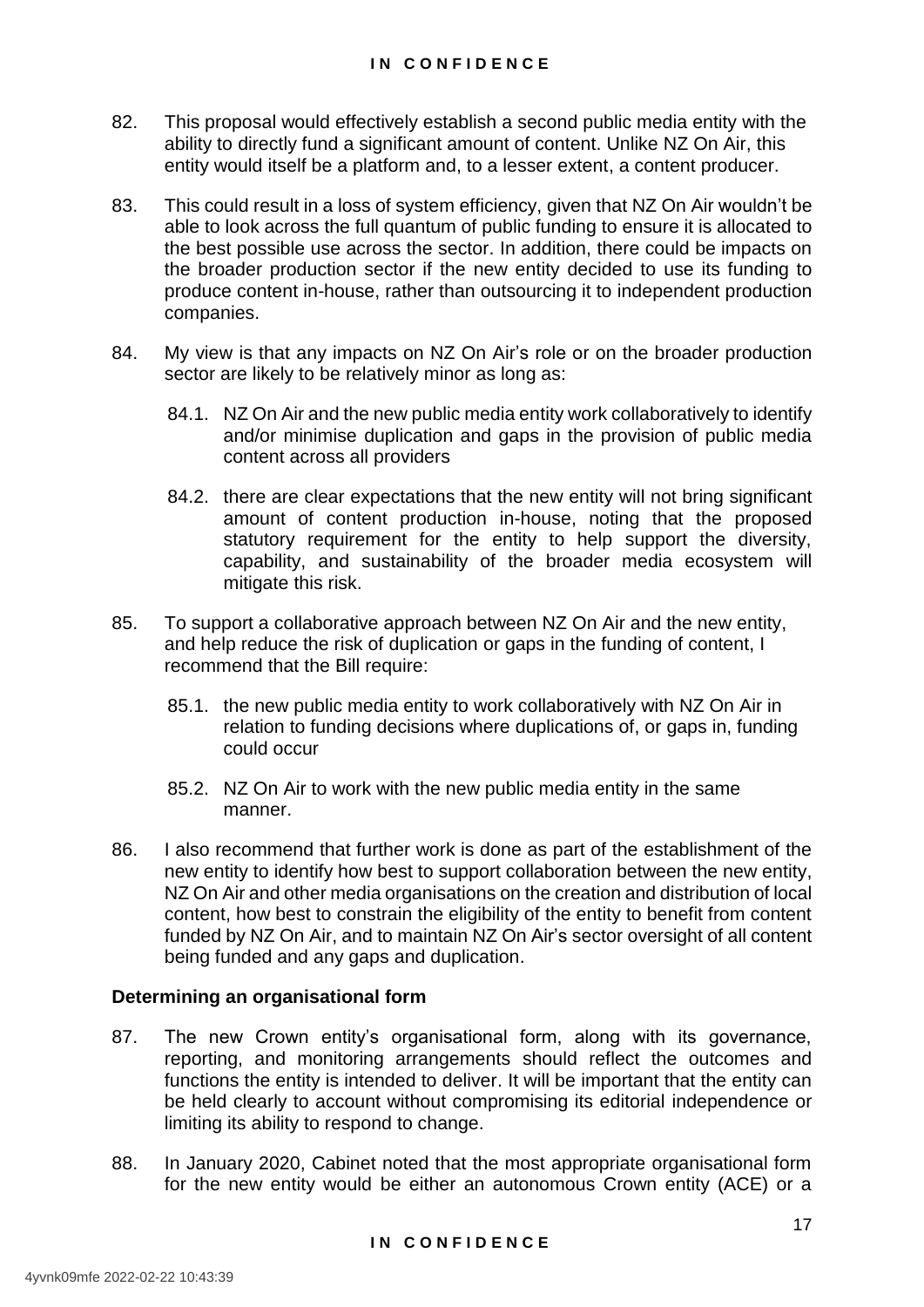82. This proposal would effectively establish a second public media entity with the ability to directly fund a significant amount of content. Unlike NZ On Air, this entity would itself be a platform and, to a lesser extent, a content producer.

83. This could result in a loss of system efficiency, given that NZ On Air wouldn't be able to look across the full quantum of public funding to ensure it is allocated to the best possible use across the sector. In addition, there could be impacts on the broader production sector if the new entity decided to use its funding to produce content in-house, rather than outsourcing it to independent production companies.

84. My view is that any impacts on NZ On Air's role or on the broader production sector are likely to be relatively minor as long as:

    84.1. NZ On Air and the new public media entity work collaboratively to identify and/or minimise duplication and gaps in the provision of public media content across all providers

    84.2. there are clear expectations that the new entity will not bring significant amount of content production in-house, noting that the proposed statutory requirement for the entity to help support the diversity, capability, and sustainability of the broader media ecosystem will mitigate this risk.

85. To support a collaborative approach between NZ On Air and the new entity, and help reduce the risk of duplication or gaps in the funding of content, I recommend that the Bill require:

    85.1. the new public media entity to work collaboratively with NZ On Air in relation to funding decisions where duplications of, or gaps in, funding could occur

    85.2. NZ On Air to work with the new public media entity in the same manner.

86. I also recommend that further work is done as part of the establishment of the new entity to identify how best to support collaboration between the new entity, NZ On Air and other media organisations on the creation and distribution of local content, how best to constrain the eligibility of the entity to benefit from content funded by NZ On Air, and to maintain NZ On Air's sector oversight of all content being funded and any gaps and duplication.

**Determining an organisational form**

87. The new Crown entity's organisational form, along with its governance, reporting, and monitoring arrangements should reflect the outcomes and functions the entity is intended to deliver. It will be important that the entity can be held clearly to account without compromising its editorial independence or limiting its ability to respond to change.

88. In January 2020, Cabinet noted that the most appropriate organisational form for the new entity would be either an autonomous Crown entity (ACE) or a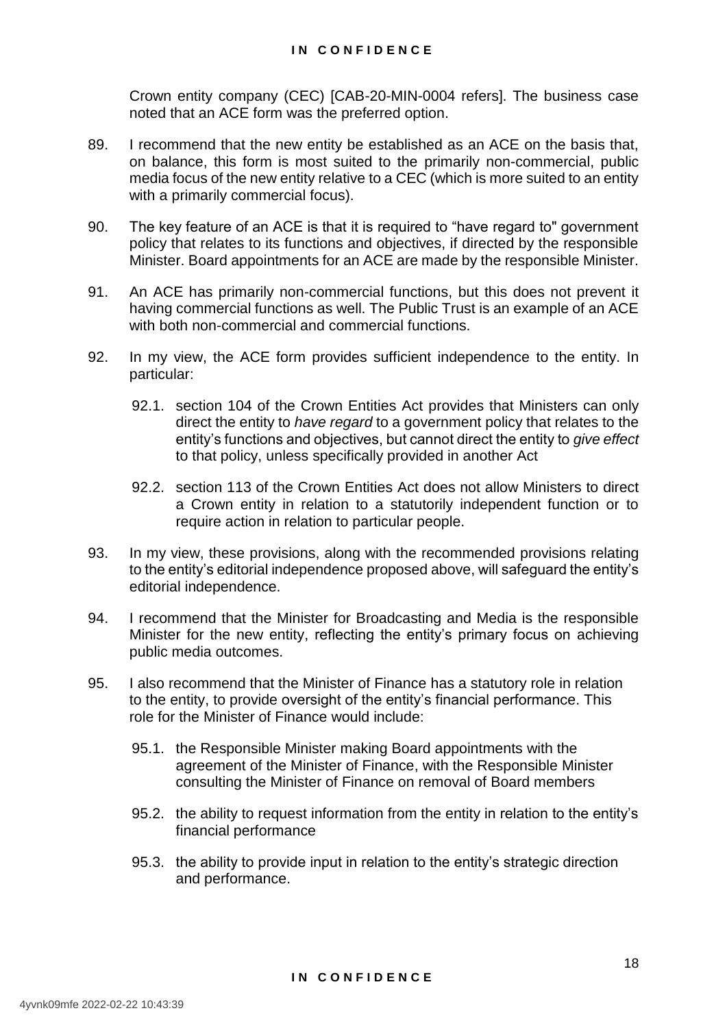Crown entity company (CEC) [CAB-20-MIN-0004 refers]. The business case noted that an ACE form was the preferred option.

89. I recommend that the new entity be established as an ACE on the basis that, on balance, this form is most suited to the primarily non-commercial, public media focus of the new entity relative to a CEC (which is more suited to an entity with a primarily commercial focus).

90. The key feature of an ACE is that it is required to "have regard to" government policy that relates to its functions and objectives, if directed by the responsible Minister. Board appointments for an ACE are made by the responsible Minister.

91. An ACE has primarily non-commercial functions, but this does not prevent it having commercial functions as well. The Public Trust is an example of an ACE with both non-commercial and commercial functions.

92. In my view, the ACE form provides sufficient independence to the entity. In particular:

    92.1. section 104 of the Crown Entities Act provides that Ministers can only direct the entity to *have regard* to a government policy that relates to the entity's functions and objectives, but cannot direct the entity to *give effect* to that policy, unless specifically provided in another Act

    92.2. section 113 of the Crown Entities Act does not allow Ministers to direct a Crown entity in relation to a statutorily independent function or to require action in relation to particular people.

93. In my view, these provisions, along with the recommended provisions relating to the entity's editorial independence proposed above, will safeguard the entity's editorial independence.

94. I recommend that the Minister for Broadcasting and Media is the responsible Minister for the new entity, reflecting the entity's primary focus on achieving public media outcomes.

95. I also recommend that the Minister of Finance has a statutory role in relation to the entity, to provide oversight of the entity's financial performance. This role for the Minister of Finance would include:

    95.1. the Responsible Minister making Board appointments with the agreement of the Minister of Finance, with the Responsible Minister consulting the Minister of Finance on removal of Board members

    95.2. the ability to request information from the entity in relation to the entity's financial performance

    95.3. the ability to provide input in relation to the entity's strategic direction and performance.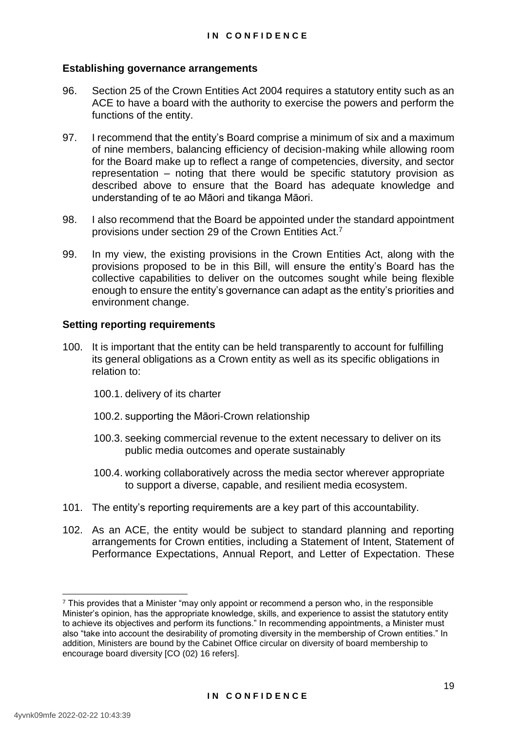### Establishing governance arrangements

96. Section 25 of the Crown Entities Act 2004 requires a statutory entity such as an ACE to have a board with the authority to exercise the powers and perform the functions of the entity.

97. I recommend that the entity's Board comprise a minimum of six and a maximum of nine members, balancing efficiency of decision-making while allowing room for the Board make up to reflect a range of competencies, diversity, and sector representation – noting that there would be specific statutory provision as described above to ensure that the Board has adequate knowledge and understanding of te ao Māori and tikanga Māori.

98. I also recommend that the Board be appointed under the standard appointment provisions under section 29 of the Crown Entities Act.[7]

99. In my view, the existing provisions in the Crown Entities Act, along with the provisions proposed to be in this Bill, will ensure the entity's Board has the collective capabilities to deliver on the outcomes sought while being flexible enough to ensure the entity's governance can adapt as the entity's priorities and environment change.

### Setting reporting requirements

100. It is important that the entity can be held transparently to account for fulfilling its general obligations as a Crown entity as well as its specific obligations in relation to:

    100.1. delivery of its charter

    100.2. supporting the Māori-Crown relationship

    100.3. seeking commercial revenue to the extent necessary to deliver on its public media outcomes and operate sustainably

    100.4. working collaboratively across the media sector wherever appropriate to support a diverse, capable, and resilient media ecosystem.

101. The entity's reporting requirements are a key part of this accountability.

102. As an ACE, the entity would be subject to standard planning and reporting arrangements for Crown entities, including a Statement of Intent, Statement of Performance Expectations, Annual Report, and Letter of Expectation. These

---

[7] This provides that a Minister "may only appoint or recommend a person who, in the responsible Minister's opinion, has the appropriate knowledge, skills, and experience to assist the statutory entity to achieve its objectives and perform its functions." In recommending appointments, a Minister must also "take into account the desirability of promoting diversity in the membership of Crown entities." In addition, Ministers are bound by the Cabinet Office circular on diversity of board membership to encourage board diversity [CO (02) 16 refers].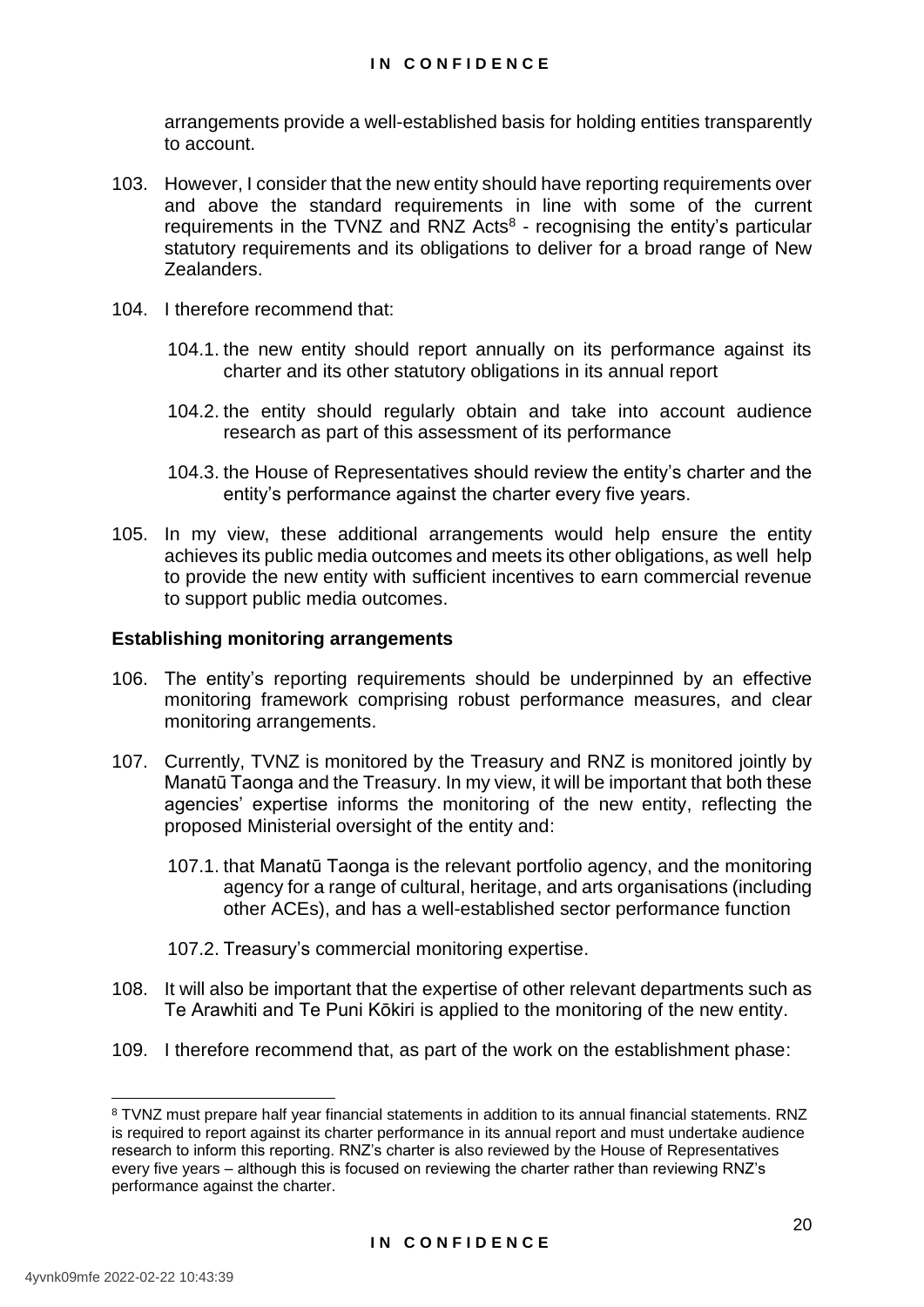arrangements provide a well-established basis for holding entities transparently to account.

103. However, I consider that the new entity should have reporting requirements over and above the standard requirements in line with some of the current requirements in the TVNZ and RNZ Acts[8] - recognising the entity's particular statutory requirements and its obligations to deliver for a broad range of New Zealanders.

104. I therefore recommend that:

  104.1. the new entity should report annually on its performance against its charter and its other statutory obligations in its annual report

  104.2. the entity should regularly obtain and take into account audience research as part of this assessment of its performance

  104.3. the House of Representatives should review the entity's charter and the entity's performance against the charter every five years.

105. In my view, these additional arrangements would help ensure the entity achieves its public media outcomes and meets its other obligations, as well help to provide the new entity with sufficient incentives to earn commercial revenue to support public media outcomes.

**Establishing monitoring arrangements**

106. The entity's reporting requirements should be underpinned by an effective monitoring framework comprising robust performance measures, and clear monitoring arrangements.

107. Currently, TVNZ is monitored by the Treasury and RNZ is monitored jointly by Manatū Taonga and the Treasury. In my view, it will be important that both these agencies' expertise informs the monitoring of the new entity, reflecting the proposed Ministerial oversight of the entity and:

  107.1. that Manatū Taonga is the relevant portfolio agency, and the monitoring agency for a range of cultural, heritage, and arts organisations (including other ACEs), and has a well-established sector performance function

  107.2. Treasury's commercial monitoring expertise.

108. It will also be important that the expertise of other relevant departments such as Te Arawhiti and Te Puni Kōkiri is applied to the monitoring of the new entity.

109. I therefore recommend that, as part of the work on the establishment phase:

---

[8] TVNZ must prepare half year financial statements in addition to its annual financial statements. RNZ is required to report against its charter performance in its annual report and must undertake audience research to inform this reporting. RNZ's charter is also reviewed by the House of Representatives every five years – although this is focused on reviewing the charter rather than reviewing RNZ's performance against the charter.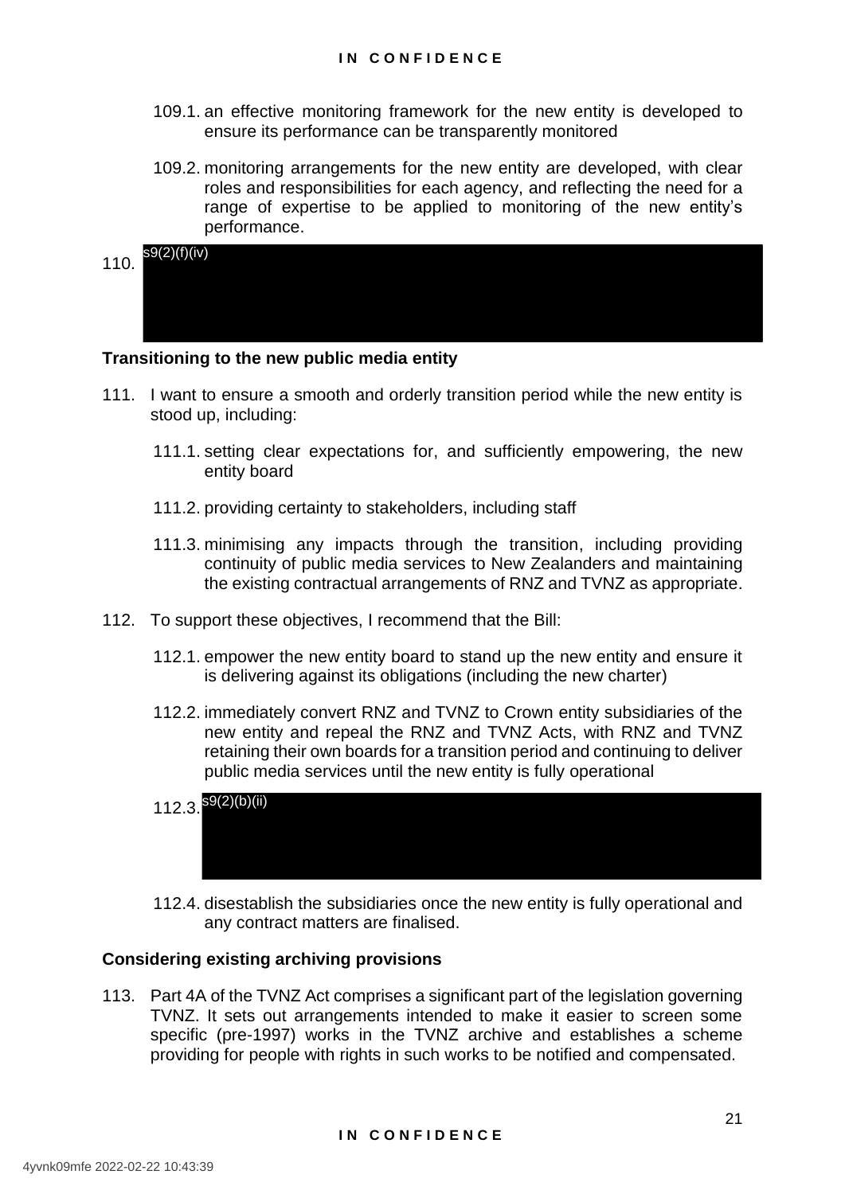109.1. an effective monitoring framework for the new entity is developed to ensure its performance can be transparently monitored

109.2. monitoring arrangements for the new entity are developed, with clear roles and responsibilities for each agency, and reflecting the need for a range of expertise to be applied to monitoring of the new entity's performance.

110. s9(2)(f)(iv)

**Transitioning to the new public media entity**

111. I want to ensure a smooth and orderly transition period while the new entity is stood up, including:

111.1. setting clear expectations for, and sufficiently empowering, the new entity board

111.2. providing certainty to stakeholders, including staff

111.3. minimising any impacts through the transition, including providing continuity of public media services to New Zealanders and maintaining the existing contractual arrangements of RNZ and TVNZ as appropriate.

112. To support these objectives, I recommend that the Bill:

112.1. empower the new entity board to stand up the new entity and ensure it is delivering against its obligations (including the new charter)

112.2. immediately convert RNZ and TVNZ to Crown entity subsidiaries of the new entity and repeal the RNZ and TVNZ Acts, with RNZ and TVNZ retaining their own boards for a transition period and continuing to deliver public media services until the new entity is fully operational

112.3. s9(2)(b)(ii)

112.4. disestablish the subsidiaries once the new entity is fully operational and any contract matters are finalised.

**Considering existing archiving provisions**

113. Part 4A of the TVNZ Act comprises a significant part of the legislation governing TVNZ. It sets out arrangements intended to make it easier to screen some specific (pre-1997) works in the TVNZ archive and establishes a scheme providing for people with rights in such works to be notified and compensated.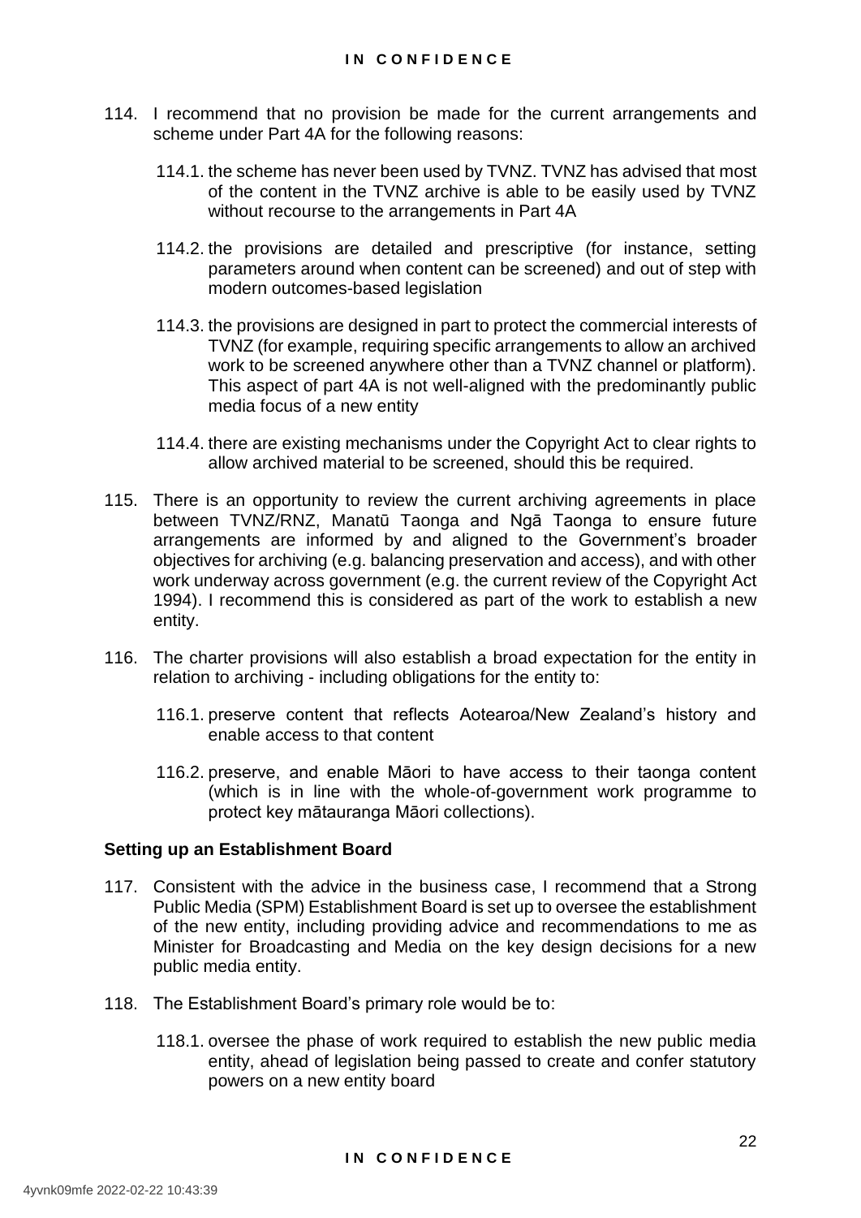114. I recommend that no provision be made for the current arrangements and scheme under Part 4A for the following reasons:

   114.1. the scheme has never been used by TVNZ. TVNZ has advised that most of the content in the TVNZ archive is able to be easily used by TVNZ without recourse to the arrangements in Part 4A

   114.2. the provisions are detailed and prescriptive (for instance, setting parameters around when content can be screened) and out of step with modern outcomes-based legislation

   114.3. the provisions are designed in part to protect the commercial interests of TVNZ (for example, requiring specific arrangements to allow an archived work to be screened anywhere other than a TVNZ channel or platform). This aspect of part 4A is not well-aligned with the predominantly public media focus of a new entity

   114.4. there are existing mechanisms under the Copyright Act to clear rights to allow archived material to be screened, should this be required.

115. There is an opportunity to review the current archiving agreements in place between TVNZ/RNZ, Manatū Taonga and Ngā Taonga to ensure future arrangements are informed by and aligned to the Government's broader objectives for archiving (e.g. balancing preservation and access), and with other work underway across government (e.g. the current review of the Copyright Act 1994). I recommend this is considered as part of the work to establish a new entity.

116. The charter provisions will also establish a broad expectation for the entity in relation to archiving - including obligations for the entity to:

   116.1. preserve content that reflects Aotearoa/New Zealand's history and enable access to that content

   116.2. preserve, and enable Māori to have access to their taonga content (which is in line with the whole-of-government work programme to protect key mātauranga Māori collections).

**Setting up an Establishment Board**

117. Consistent with the advice in the business case, I recommend that a Strong Public Media (SPM) Establishment Board is set up to oversee the establishment of the new entity, including providing advice and recommendations to me as Minister for Broadcasting and Media on the key design decisions for a new public media entity.

118. The Establishment Board's primary role would be to:

   118.1. oversee the phase of work required to establish the new public media entity, ahead of legislation being passed to create and confer statutory powers on a new entity board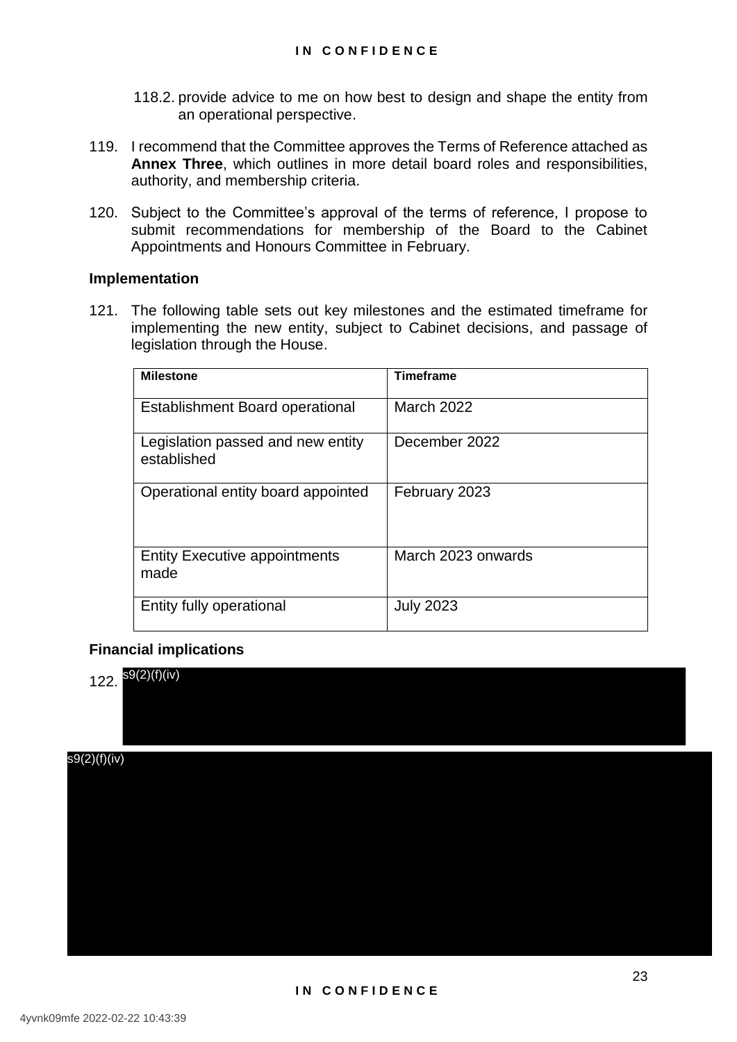118.2. provide advice to me on how best to design and shape the entity from an operational perspective.

119. I recommend that the Committee approves the Terms of Reference attached as **Annex Three**, which outlines in more detail board roles and responsibilities, authority, and membership criteria.

120. Subject to the Committee's approval of the terms of reference, I propose to submit recommendations for membership of the Board to the Cabinet Appointments and Honours Committee in February.

### Implementation

121. The following table sets out key milestones and the estimated timeframe for implementing the new entity, subject to Cabinet decisions, and passage of legislation through the House.

| Milestone | Timeframe |
| --- | --- |
| Establishment Board operational | March 2022 |
| Legislation passed and new entity established | December 2022 |
| Operational entity board appointed | February 2023 |
| Entity Executive appointments made | March 2023 onwards |
| Entity fully operational | July 2023 |

### Financial implications

122. s9(2)(f)(iv)

s9(2)(f)(iv)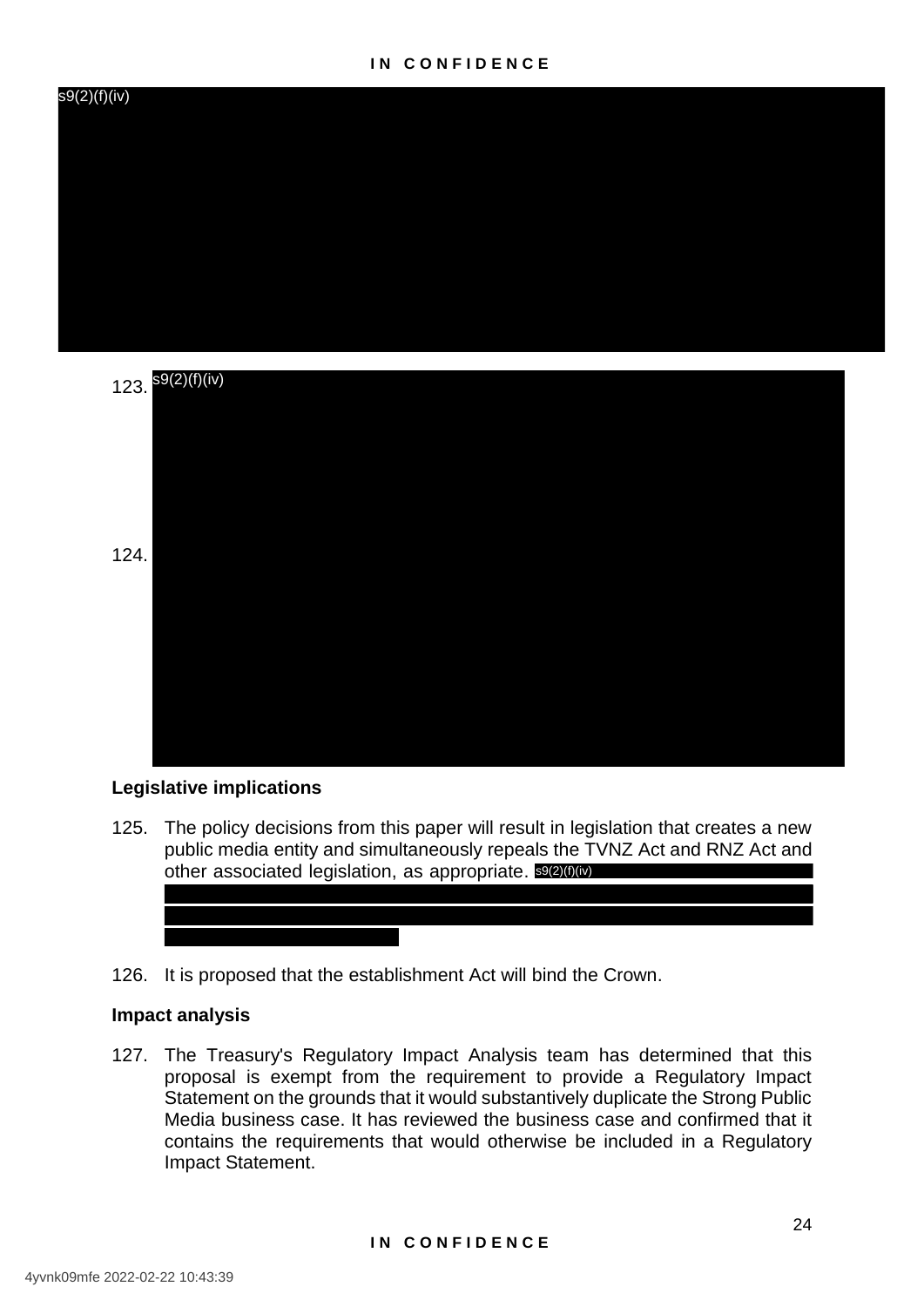s9(2)(f)(iv)

123. s9(2)(f)(iv)

124.

**Legislative implications**

125. The policy decisions from this paper will result in legislation that creates a new public media entity and simultaneously repeals the TVNZ Act and RNZ Act and other associated legislation, as appropriate. s9(2)(f)(iv)

126. It is proposed that the establishment Act will bind the Crown.

**Impact analysis**

127. The Treasury's Regulatory Impact Analysis team has determined that this proposal is exempt from the requirement to provide a Regulatory Impact Statement on the grounds that it would substantively duplicate the Strong Public Media business case. It has reviewed the business case and confirmed that it contains the requirements that would otherwise be included in a Regulatory Impact Statement.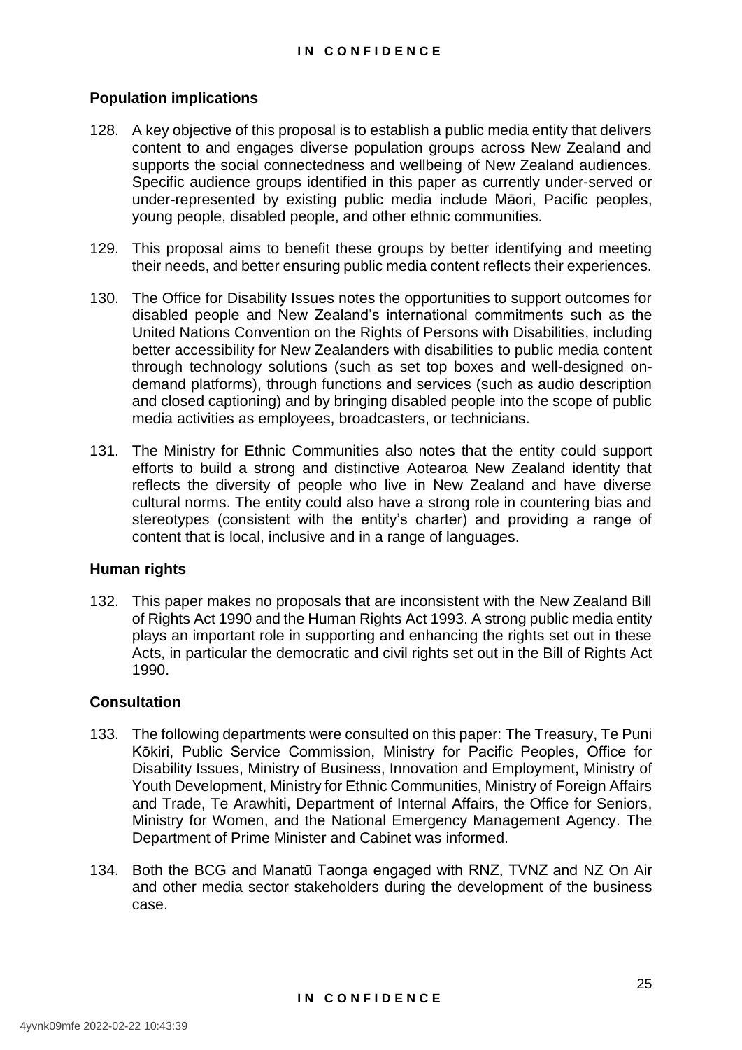**Population implications**

128. A key objective of this proposal is to establish a public media entity that delivers content to and engages diverse population groups across New Zealand and supports the social connectedness and wellbeing of New Zealand audiences. Specific audience groups identified in this paper as currently under-served or under-represented by existing public media include Māori, Pacific peoples, young people, disabled people, and other ethnic communities.

129. This proposal aims to benefit these groups by better identifying and meeting their needs, and better ensuring public media content reflects their experiences.

130. The Office for Disability Issues notes the opportunities to support outcomes for disabled people and New Zealand's international commitments such as the United Nations Convention on the Rights of Persons with Disabilities, including better accessibility for New Zealanders with disabilities to public media content through technology solutions (such as set top boxes and well-designed on-demand platforms), through functions and services (such as audio description and closed captioning) and by bringing disabled people into the scope of public media activities as employees, broadcasters, or technicians.

131. The Ministry for Ethnic Communities also notes that the entity could support efforts to build a strong and distinctive Aotearoa New Zealand identity that reflects the diversity of people who live in New Zealand and have diverse cultural norms. The entity could also have a strong role in countering bias and stereotypes (consistent with the entity's charter) and providing a range of content that is local, inclusive and in a range of languages.

**Human rights**

132. This paper makes no proposals that are inconsistent with the New Zealand Bill of Rights Act 1990 and the Human Rights Act 1993. A strong public media entity plays an important role in supporting and enhancing the rights set out in these Acts, in particular the democratic and civil rights set out in the Bill of Rights Act 1990.

**Consultation**

133. The following departments were consulted on this paper: The Treasury, Te Puni Kōkiri, Public Service Commission, Ministry for Pacific Peoples, Office for Disability Issues, Ministry of Business, Innovation and Employment, Ministry of Youth Development, Ministry for Ethnic Communities, Ministry of Foreign Affairs and Trade, Te Arawhiti, Department of Internal Affairs, the Office for Seniors, Ministry for Women, and the National Emergency Management Agency. The Department of Prime Minister and Cabinet was informed.

134. Both the BCG and Manatū Taonga engaged with RNZ, TVNZ and NZ On Air and other media sector stakeholders during the development of the business case.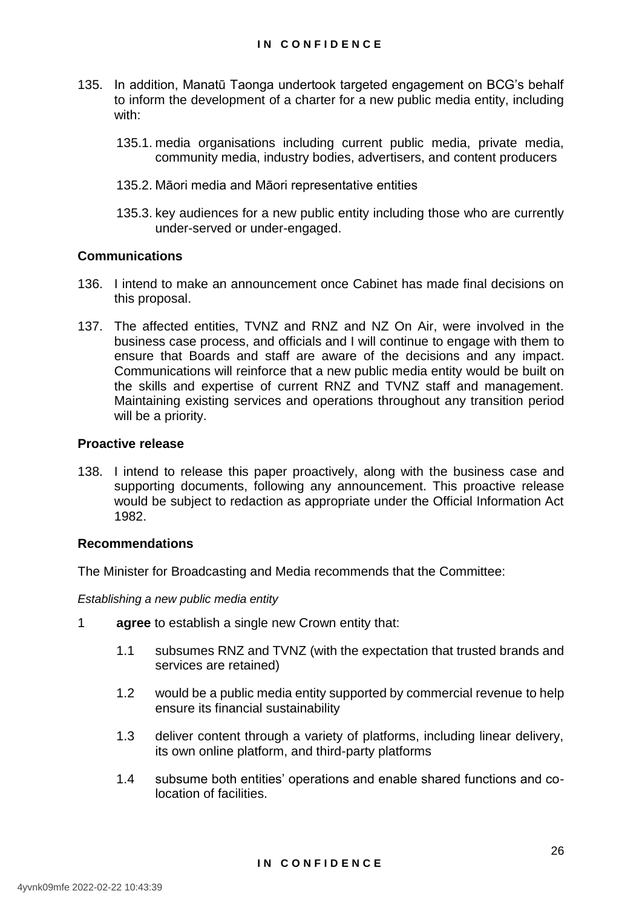135. In addition, Manatū Taonga undertook targeted engagement on BCG's behalf to inform the development of a charter for a new public media entity, including with:

   135.1. media organisations including current public media, private media, community media, industry bodies, advertisers, and content producers

   135.2. Māori media and Māori representative entities

   135.3. key audiences for a new public entity including those who are currently under-served or under-engaged.

### Communications

136. I intend to make an announcement once Cabinet has made final decisions on this proposal.

137. The affected entities, TVNZ and RNZ and NZ On Air, were involved in the business case process, and officials and I will continue to engage with them to ensure that Boards and staff are aware of the decisions and any impact. Communications will reinforce that a new public media entity would be built on the skills and expertise of current RNZ and TVNZ staff and management. Maintaining existing services and operations throughout any transition period will be a priority.

### Proactive release

138. I intend to release this paper proactively, along with the business case and supporting documents, following any announcement. This proactive release would be subject to redaction as appropriate under the Official Information Act 1982.

### Recommendations

The Minister for Broadcasting and Media recommends that the Committee:

*Establishing a new public media entity*

1 **agree** to establish a single new Crown entity that:

   1.1 subsumes RNZ and TVNZ (with the expectation that trusted brands and services are retained)

   1.2 would be a public media entity supported by commercial revenue to help ensure its financial sustainability

   1.3 deliver content through a variety of platforms, including linear delivery, its own online platform, and third-party platforms

   1.4 subsume both entities' operations and enable shared functions and co-location of facilities.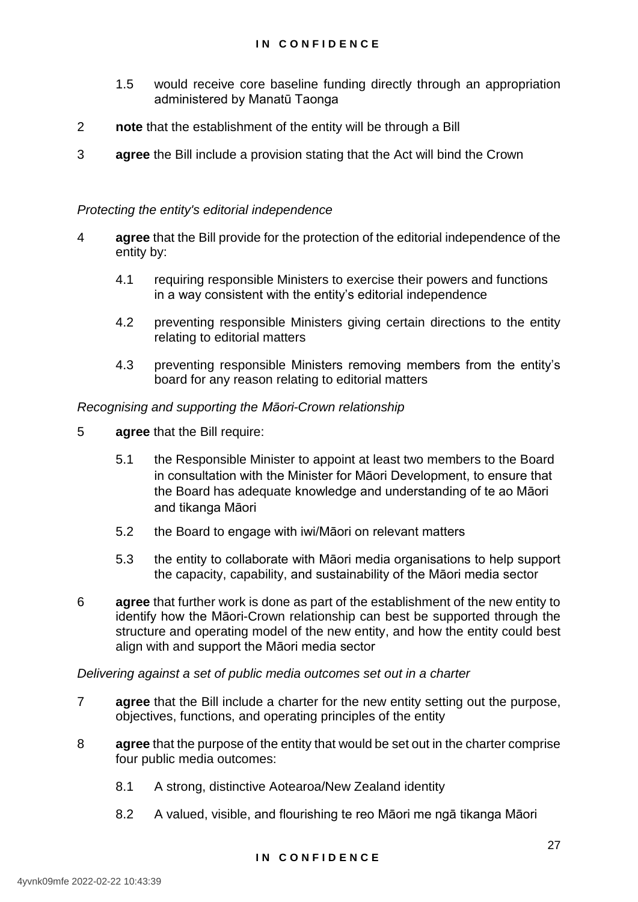1.5 would receive core baseline funding directly through an appropriation administered by Manatū Taonga

2 **note** that the establishment of the entity will be through a Bill

3 **agree** the Bill include a provision stating that the Act will bind the Crown

*Protecting the entity's editorial independence*

4 **agree** that the Bill provide for the protection of the editorial independence of the entity by:

4.1 requiring responsible Ministers to exercise their powers and functions in a way consistent with the entity's editorial independence

4.2 preventing responsible Ministers giving certain directions to the entity relating to editorial matters

4.3 preventing responsible Ministers removing members from the entity's board for any reason relating to editorial matters

*Recognising and supporting the Māori-Crown relationship*

5 **agree** that the Bill require:

5.1 the Responsible Minister to appoint at least two members to the Board in consultation with the Minister for Māori Development, to ensure that the Board has adequate knowledge and understanding of te ao Māori and tikanga Māori

5.2 the Board to engage with iwi/Māori on relevant matters

5.3 the entity to collaborate with Māori media organisations to help support the capacity, capability, and sustainability of the Māori media sector

6 **agree** that further work is done as part of the establishment of the new entity to identify how the Māori-Crown relationship can best be supported through the structure and operating model of the new entity, and how the entity could best align with and support the Māori media sector

*Delivering against a set of public media outcomes set out in a charter*

7 **agree** that the Bill include a charter for the new entity setting out the purpose, objectives, functions, and operating principles of the entity

8 **agree** that the purpose of the entity that would be set out in the charter comprise four public media outcomes:

8.1 A strong, distinctive Aotearoa/New Zealand identity

8.2 A valued, visible, and flourishing te reo Māori me ngā tikanga Māori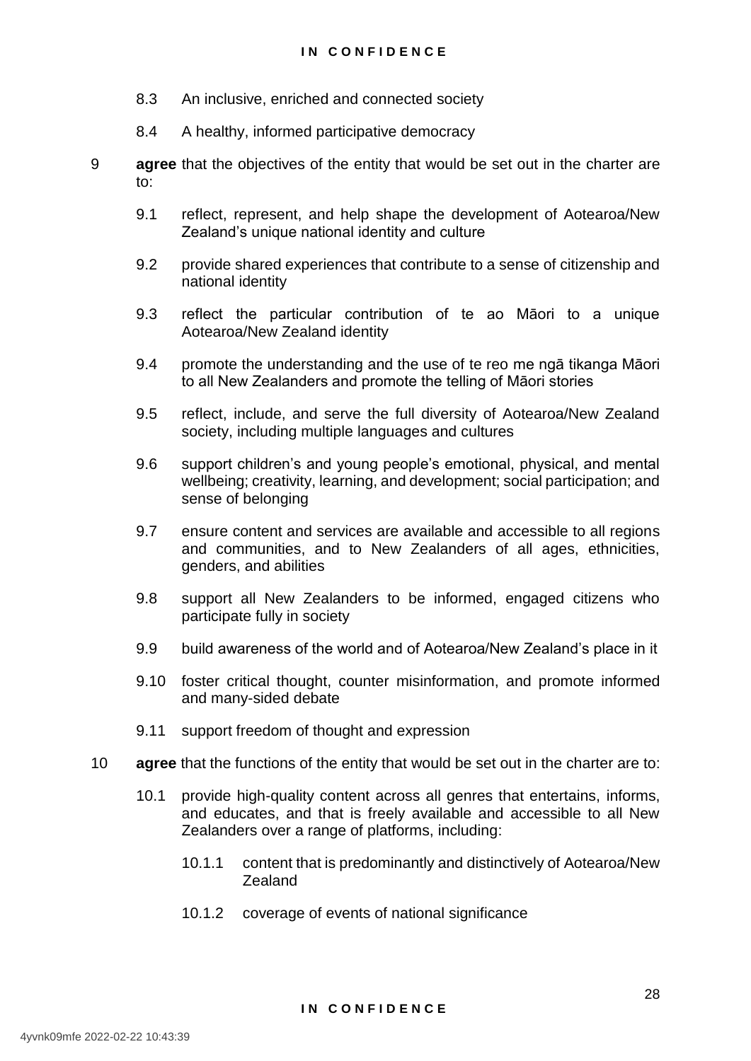8.3 An inclusive, enriched and connected society

8.4 A healthy, informed participative democracy

9 **agree** that the objectives of the entity that would be set out in the charter are to:

9.1 reflect, represent, and help shape the development of Aotearoa/New Zealand's unique national identity and culture

9.2 provide shared experiences that contribute to a sense of citizenship and national identity

9.3 reflect the particular contribution of te ao Māori to a unique Aotearoa/New Zealand identity

9.4 promote the understanding and the use of te reo me ngā tikanga Māori to all New Zealanders and promote the telling of Māori stories

9.5 reflect, include, and serve the full diversity of Aotearoa/New Zealand society, including multiple languages and cultures

9.6 support children's and young people's emotional, physical, and mental wellbeing; creativity, learning, and development; social participation; and sense of belonging

9.7 ensure content and services are available and accessible to all regions and communities, and to New Zealanders of all ages, ethnicities, genders, and abilities

9.8 support all New Zealanders to be informed, engaged citizens who participate fully in society

9.9 build awareness of the world and of Aotearoa/New Zealand's place in it

9.10 foster critical thought, counter misinformation, and promote informed and many-sided debate

9.11 support freedom of thought and expression

10 **agree** that the functions of the entity that would be set out in the charter are to:

10.1 provide high-quality content across all genres that entertains, informs, and educates, and that is freely available and accessible to all New Zealanders over a range of platforms, including:

10.1.1 content that is predominantly and distinctively of Aotearoa/New Zealand

10.1.2 coverage of events of national significance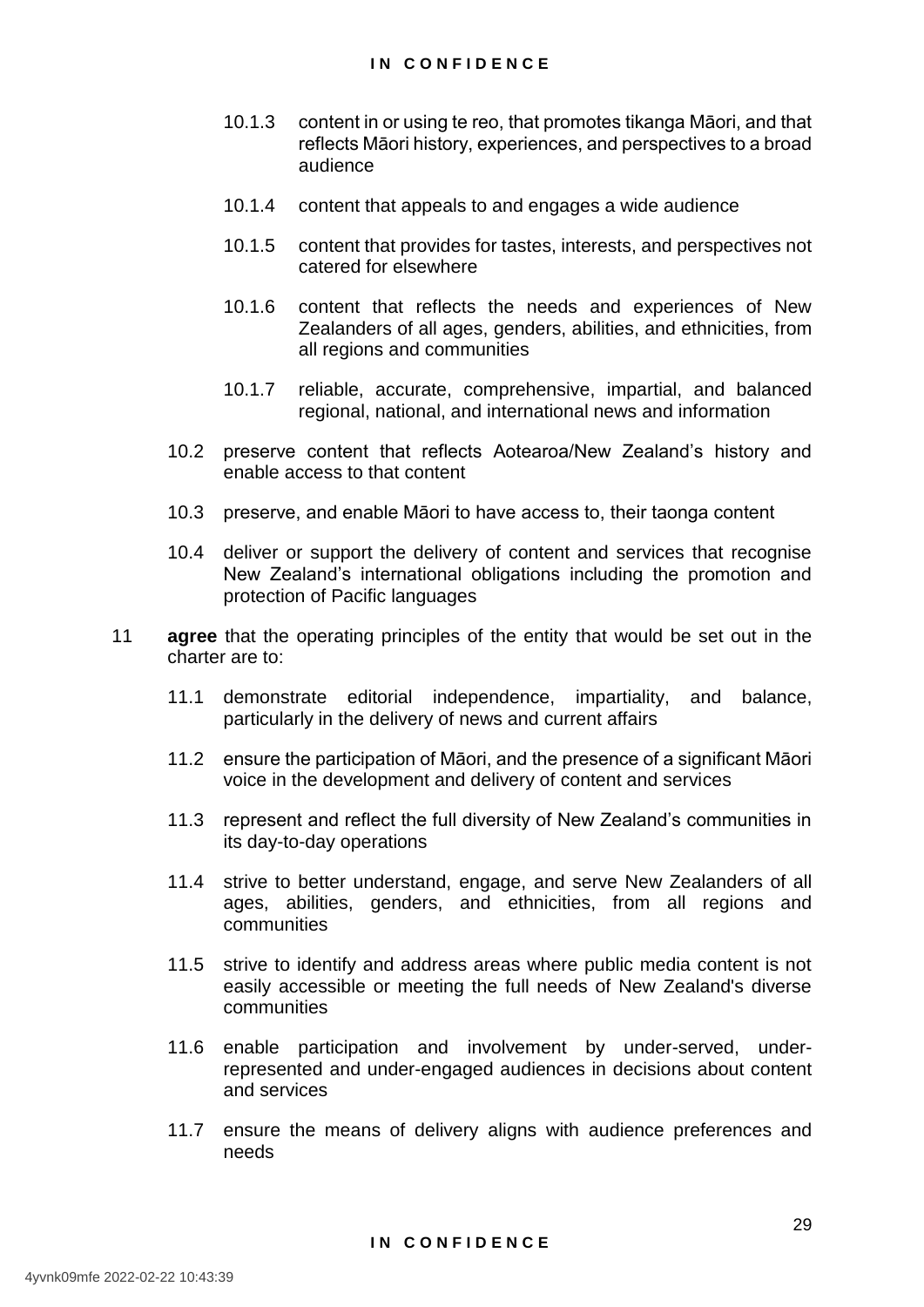10.1.3 content in or using te reo, that promotes tikanga Māori, and that reflects Māori history, experiences, and perspectives to a broad audience

10.1.4 content that appeals to and engages a wide audience

10.1.5 content that provides for tastes, interests, and perspectives not catered for elsewhere

10.1.6 content that reflects the needs and experiences of New Zealanders of all ages, genders, abilities, and ethnicities, from all regions and communities

10.1.7 reliable, accurate, comprehensive, impartial, and balanced regional, national, and international news and information

10.2 preserve content that reflects Aotearoa/New Zealand's history and enable access to that content

10.3 preserve, and enable Māori to have access to, their taonga content

10.4 deliver or support the delivery of content and services that recognise New Zealand's international obligations including the promotion and protection of Pacific languages

11 **agree** that the operating principles of the entity that would be set out in the charter are to:

11.1 demonstrate editorial independence, impartiality, and balance, particularly in the delivery of news and current affairs

11.2 ensure the participation of Māori, and the presence of a significant Māori voice in the development and delivery of content and services

11.3 represent and reflect the full diversity of New Zealand's communities in its day-to-day operations

11.4 strive to better understand, engage, and serve New Zealanders of all ages, abilities, genders, and ethnicities, from all regions and communities

11.5 strive to identify and address areas where public media content is not easily accessible or meeting the full needs of New Zealand's diverse communities

11.6 enable participation and involvement by under-served, under-represented and under-engaged audiences in decisions about content and services

11.7 ensure the means of delivery aligns with audience preferences and needs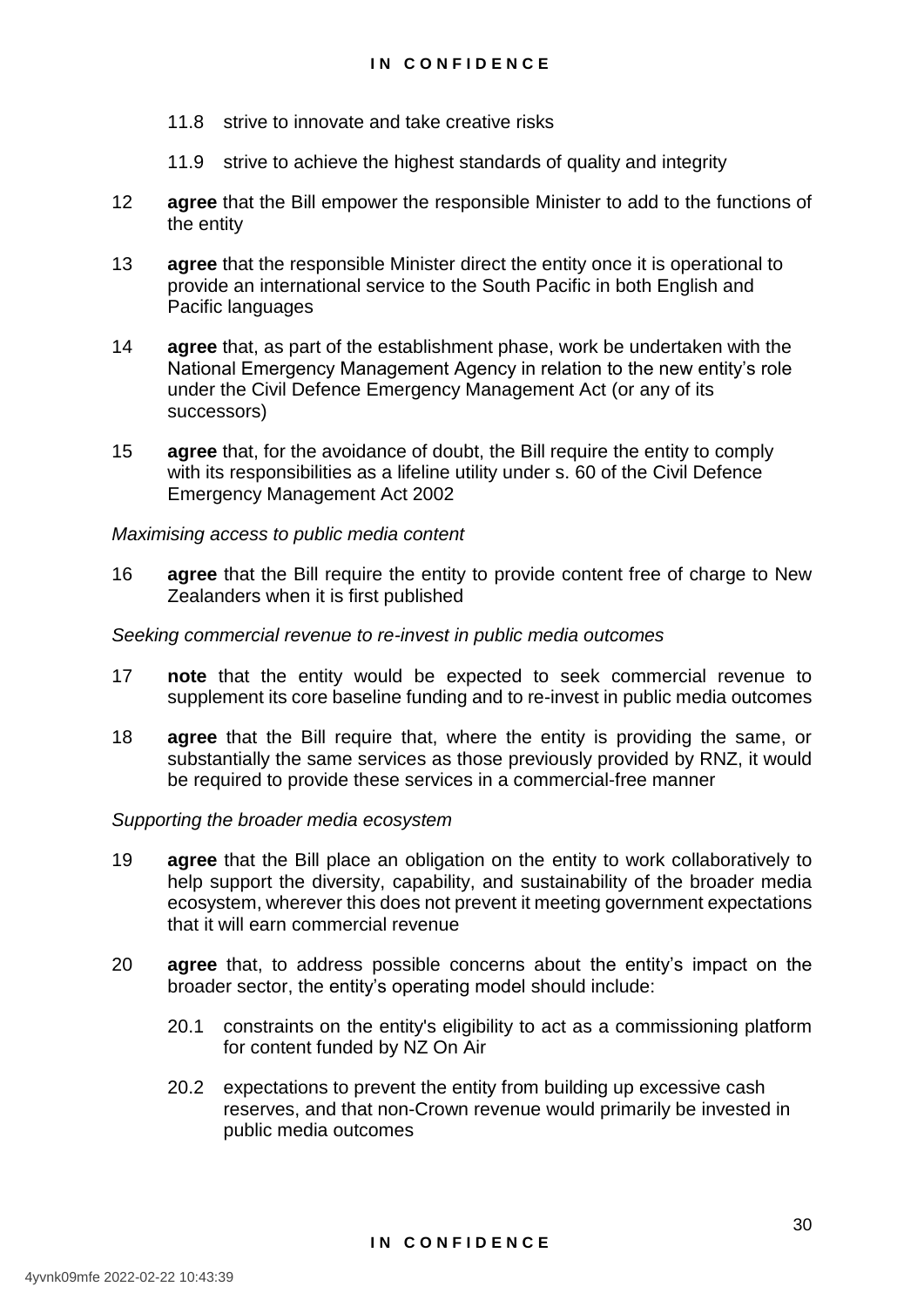11.8 strive to innovate and take creative risks

11.9 strive to achieve the highest standards of quality and integrity

12 **agree** that the Bill empower the responsible Minister to add to the functions of the entity

13 **agree** that the responsible Minister direct the entity once it is operational to provide an international service to the South Pacific in both English and Pacific languages

14 **agree** that, as part of the establishment phase, work be undertaken with the National Emergency Management Agency in relation to the new entity's role under the Civil Defence Emergency Management Act (or any of its successors)

15 **agree** that, for the avoidance of doubt, the Bill require the entity to comply with its responsibilities as a lifeline utility under s. 60 of the Civil Defence Emergency Management Act 2002

*Maximising access to public media content*

16 **agree** that the Bill require the entity to provide content free of charge to New Zealanders when it is first published

*Seeking commercial revenue to re-invest in public media outcomes*

17 **note** that the entity would be expected to seek commercial revenue to supplement its core baseline funding and to re-invest in public media outcomes

18 **agree** that the Bill require that, where the entity is providing the same, or substantially the same services as those previously provided by RNZ, it would be required to provide these services in a commercial-free manner

*Supporting the broader media ecosystem*

19 **agree** that the Bill place an obligation on the entity to work collaboratively to help support the diversity, capability, and sustainability of the broader media ecosystem, wherever this does not prevent it meeting government expectations that it will earn commercial revenue

20 **agree** that, to address possible concerns about the entity's impact on the broader sector, the entity's operating model should include:

20.1 constraints on the entity's eligibility to act as a commissioning platform for content funded by NZ On Air

20.2 expectations to prevent the entity from building up excessive cash reserves, and that non-Crown revenue would primarily be invested in public media outcomes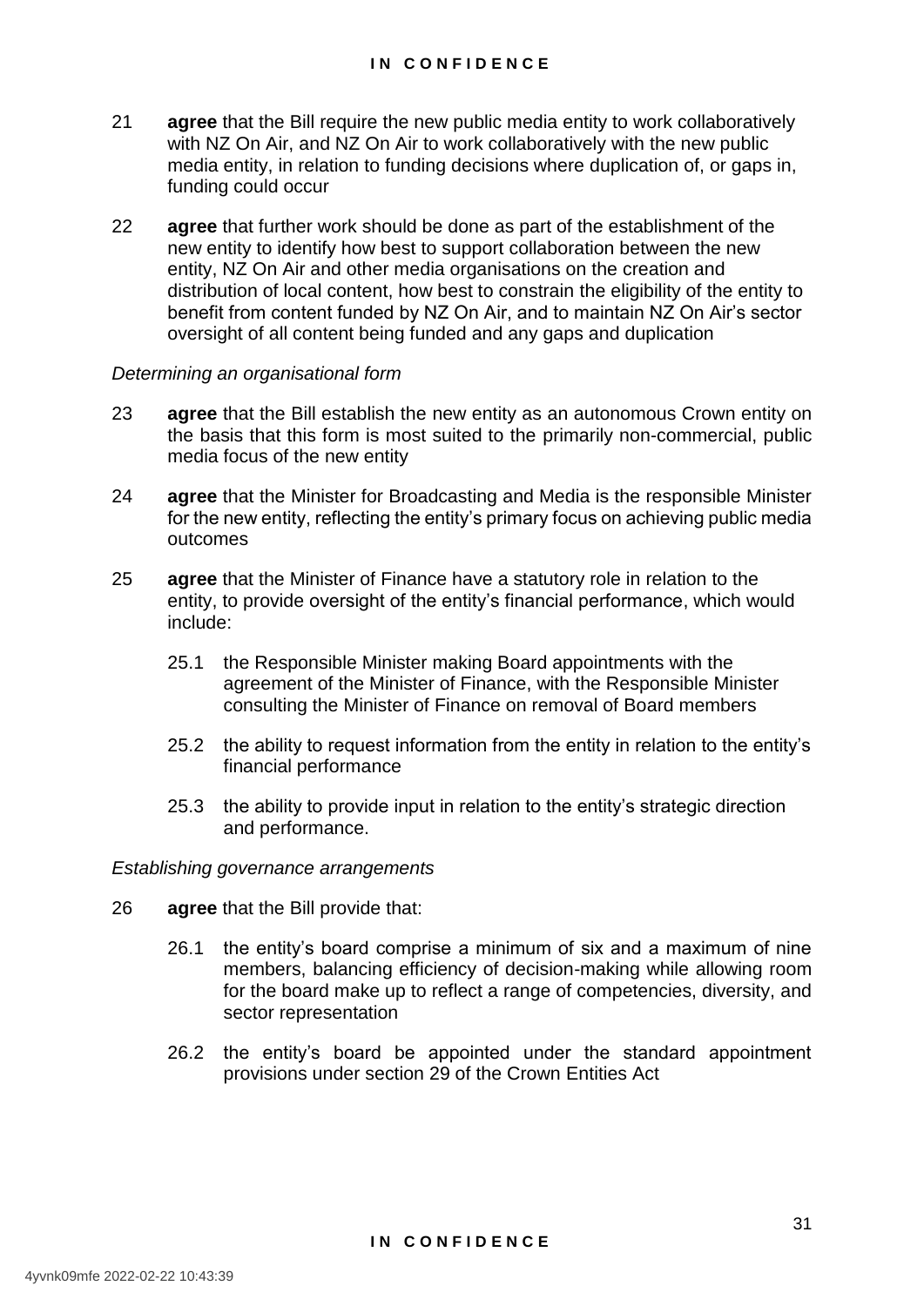21 **agree** that the Bill require the new public media entity to work collaboratively with NZ On Air, and NZ On Air to work collaboratively with the new public media entity, in relation to funding decisions where duplication of, or gaps in, funding could occur

22 **agree** that further work should be done as part of the establishment of the new entity to identify how best to support collaboration between the new entity, NZ On Air and other media organisations on the creation and distribution of local content, how best to constrain the eligibility of the entity to benefit from content funded by NZ On Air, and to maintain NZ On Air's sector oversight of all content being funded and any gaps and duplication

*Determining an organisational form*

23 **agree** that the Bill establish the new entity as an autonomous Crown entity on the basis that this form is most suited to the primarily non-commercial, public media focus of the new entity

24 **agree** that the Minister for Broadcasting and Media is the responsible Minister for the new entity, reflecting the entity's primary focus on achieving public media outcomes

25 **agree** that the Minister of Finance have a statutory role in relation to the entity, to provide oversight of the entity's financial performance, which would include:

25.1 the Responsible Minister making Board appointments with the agreement of the Minister of Finance, with the Responsible Minister consulting the Minister of Finance on removal of Board members

25.2 the ability to request information from the entity in relation to the entity's financial performance

25.3 the ability to provide input in relation to the entity's strategic direction and performance.

*Establishing governance arrangements*

26 **agree** that the Bill provide that:

26.1 the entity's board comprise a minimum of six and a maximum of nine members, balancing efficiency of decision-making while allowing room for the board make up to reflect a range of competencies, diversity, and sector representation

26.2 the entity's board be appointed under the standard appointment provisions under section 29 of the Crown Entities Act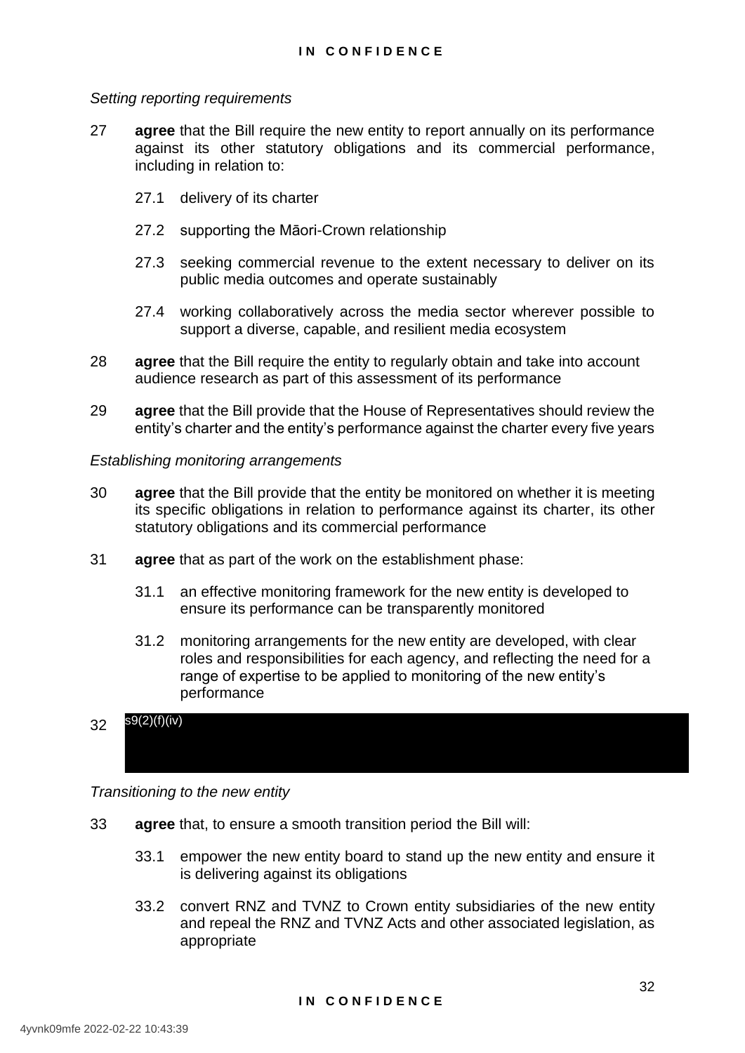*Setting reporting requirements*

27 **agree** that the Bill require the new entity to report annually on its performance against its other statutory obligations and its commercial performance, including in relation to:

   27.1 delivery of its charter

   27.2 supporting the Māori-Crown relationship

   27.3 seeking commercial revenue to the extent necessary to deliver on its public media outcomes and operate sustainably

   27.4 working collaboratively across the media sector wherever possible to support a diverse, capable, and resilient media ecosystem

28 **agree** that the Bill require the entity to regularly obtain and take into account audience research as part of this assessment of its performance

29 **agree** that the Bill provide that the House of Representatives should review the entity's charter and the entity's performance against the charter every five years

*Establishing monitoring arrangements*

30 **agree** that the Bill provide that the entity be monitored on whether it is meeting its specific obligations in relation to performance against its charter, its other statutory obligations and its commercial performance

31 **agree** that as part of the work on the establishment phase:

   31.1 an effective monitoring framework for the new entity is developed to ensure its performance can be transparently monitored

   31.2 monitoring arrangements for the new entity are developed, with clear roles and responsibilities for each agency, and reflecting the need for a range of expertise to be applied to monitoring of the new entity's performance

32 s9(2)(f)(iv)

*Transitioning to the new entity*

33 **agree** that, to ensure a smooth transition period the Bill will:

   33.1 empower the new entity board to stand up the new entity and ensure it is delivering against its obligations

   33.2 convert RNZ and TVNZ to Crown entity subsidiaries of the new entity and repeal the RNZ and TVNZ Acts and other associated legislation, as appropriate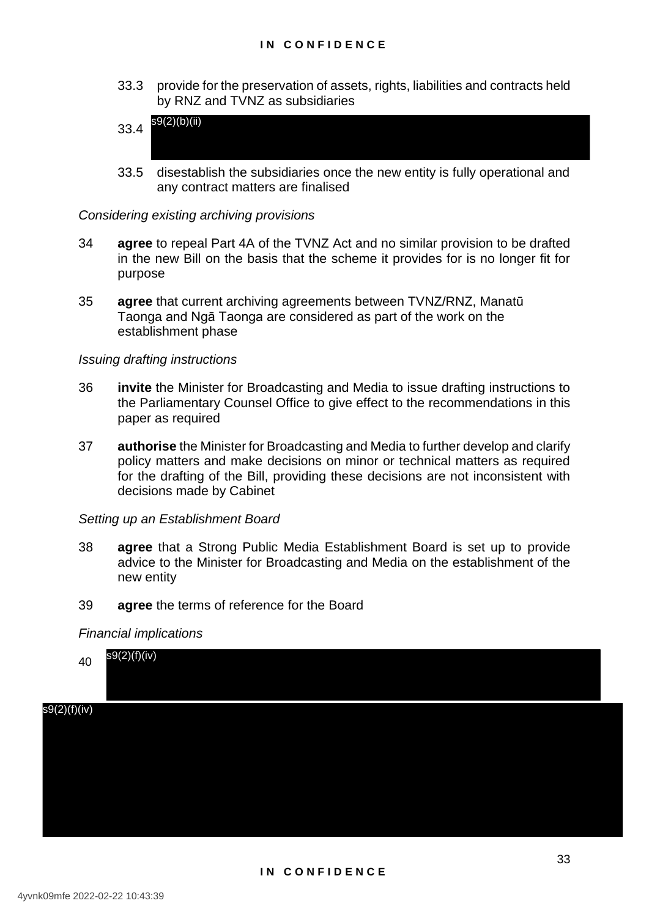33.3 provide for the preservation of assets, rights, liabilities and contracts held by RNZ and TVNZ as subsidiaries

33.4 s9(2)(b)(ii)

33.5 disestablish the subsidiaries once the new entity is fully operational and any contract matters are finalised

*Considering existing archiving provisions*

34 **agree** to repeal Part 4A of the TVNZ Act and no similar provision to be drafted in the new Bill on the basis that the scheme it provides for is no longer fit for purpose

35 **agree** that current archiving agreements between TVNZ/RNZ, Manatū Taonga and Ngā Taonga are considered as part of the work on the establishment phase

*Issuing drafting instructions*

36 **invite** the Minister for Broadcasting and Media to issue drafting instructions to the Parliamentary Counsel Office to give effect to the recommendations in this paper as required

37 **authorise** the Minister for Broadcasting and Media to further develop and clarify policy matters and make decisions on minor or technical matters as required for the drafting of the Bill, providing these decisions are not inconsistent with decisions made by Cabinet

*Setting up an Establishment Board*

38 **agree** that a Strong Public Media Establishment Board is set up to provide advice to the Minister for Broadcasting and Media on the establishment of the new entity

39 **agree** the terms of reference for the Board

*Financial implications*

40 s9(2)(f)(iv)

s9(2)(f)(iv)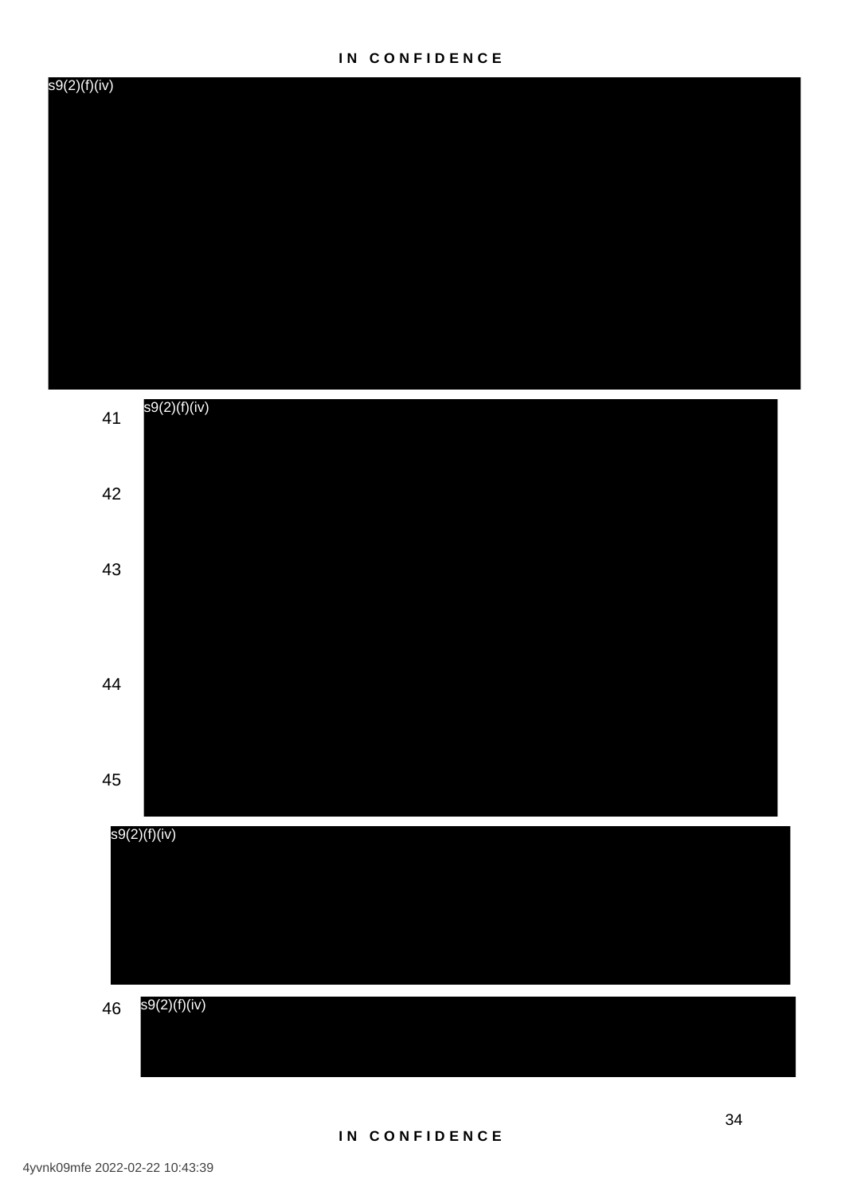s9(2)(f)(iv)

41 s9(2)(f)(iv)

42

43

44

45

s9(2)(f)(iv)

46 s9(2)(f)(iv)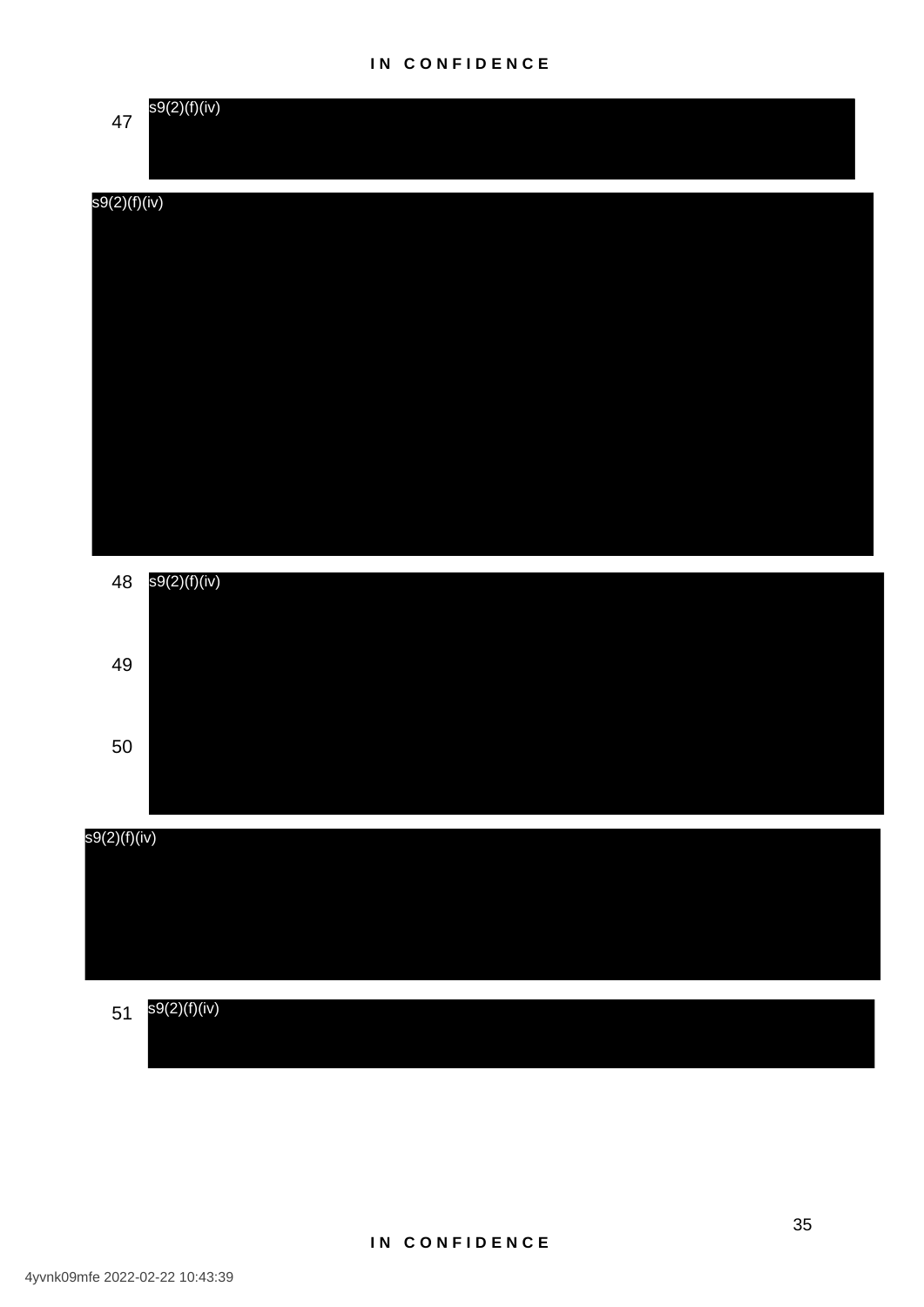47 s9(2)(f)(iv)

s9(2)(f)(iv)

48 s9(2)(f)(iv)

49

50

s9(2)(f)(iv)

51 s9(2)(f)(iv)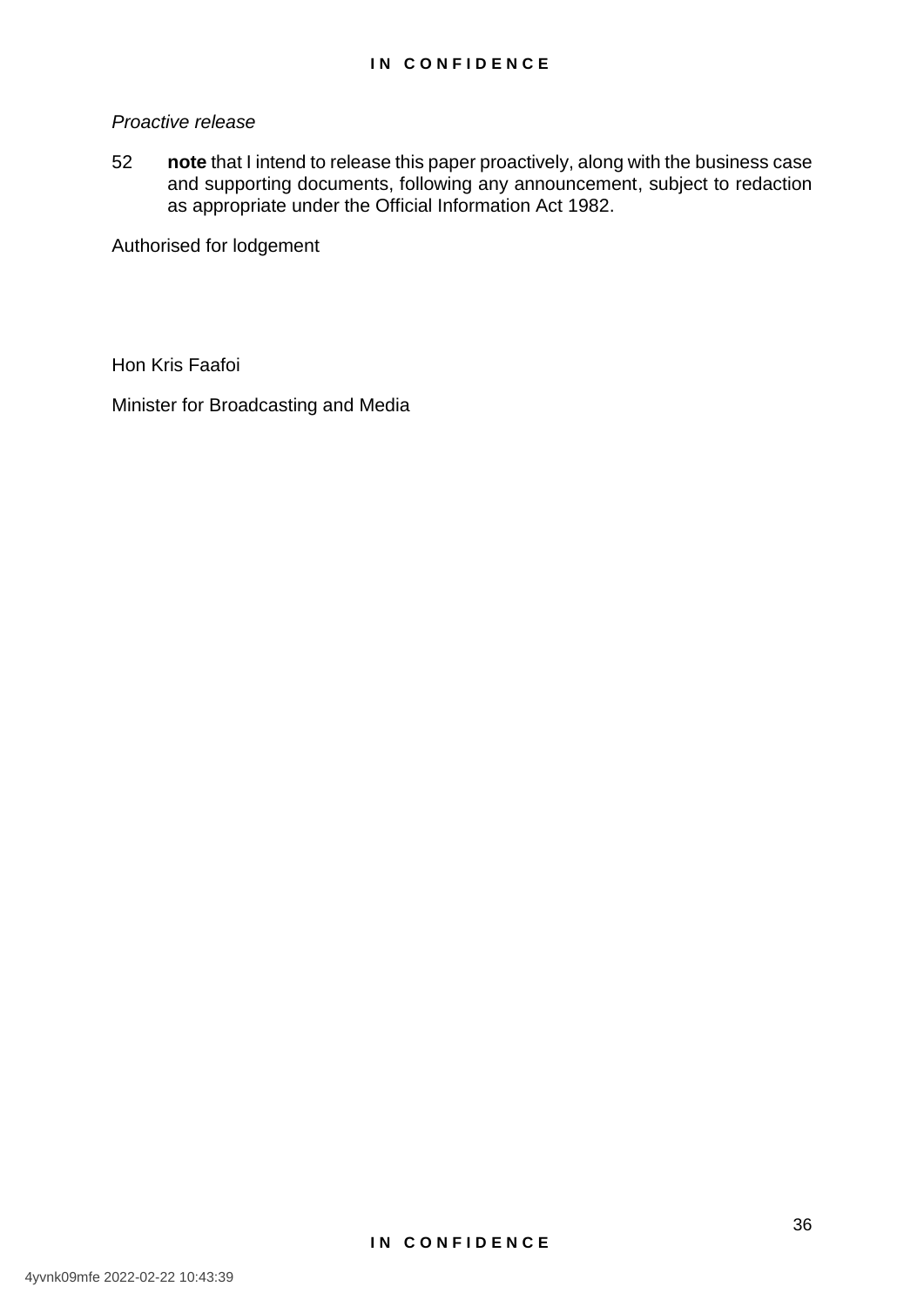*Proactive release*

52 **note** that I intend to release this paper proactively, along with the business case and supporting documents, following any announcement, subject to redaction as appropriate under the Official Information Act 1982.

Authorised for lodgement

Hon Kris Faafoi

Minister for Broadcasting and Media